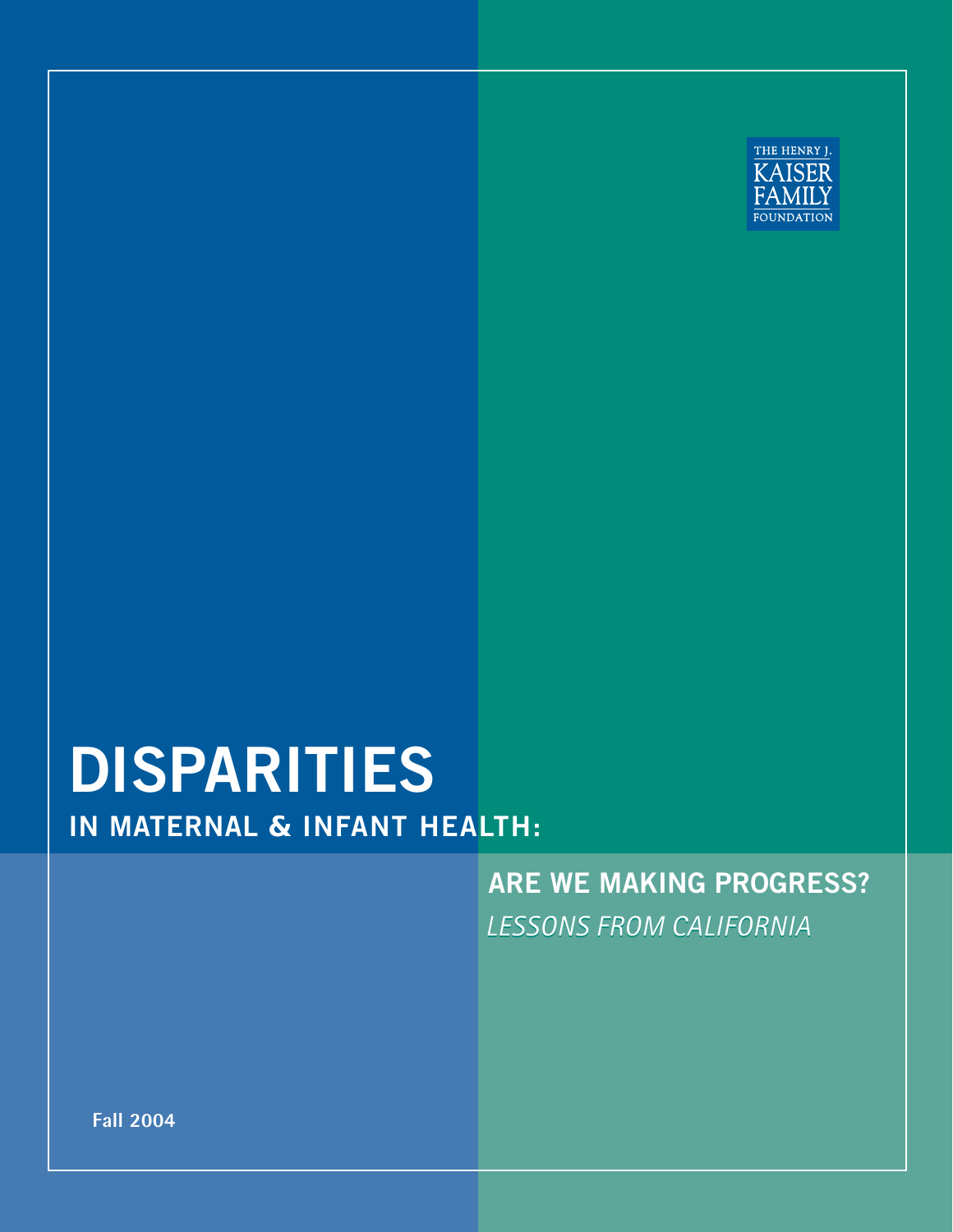THE HENRY J. KAISER FAMILY FOUNDATION

# DISPARITIES

## IN MATERNAL & INFANT HEALTH:

## ARE WE MAKING PROGRESS?

*LESSONS FROM CALIFORNIA*

**Fall 2004**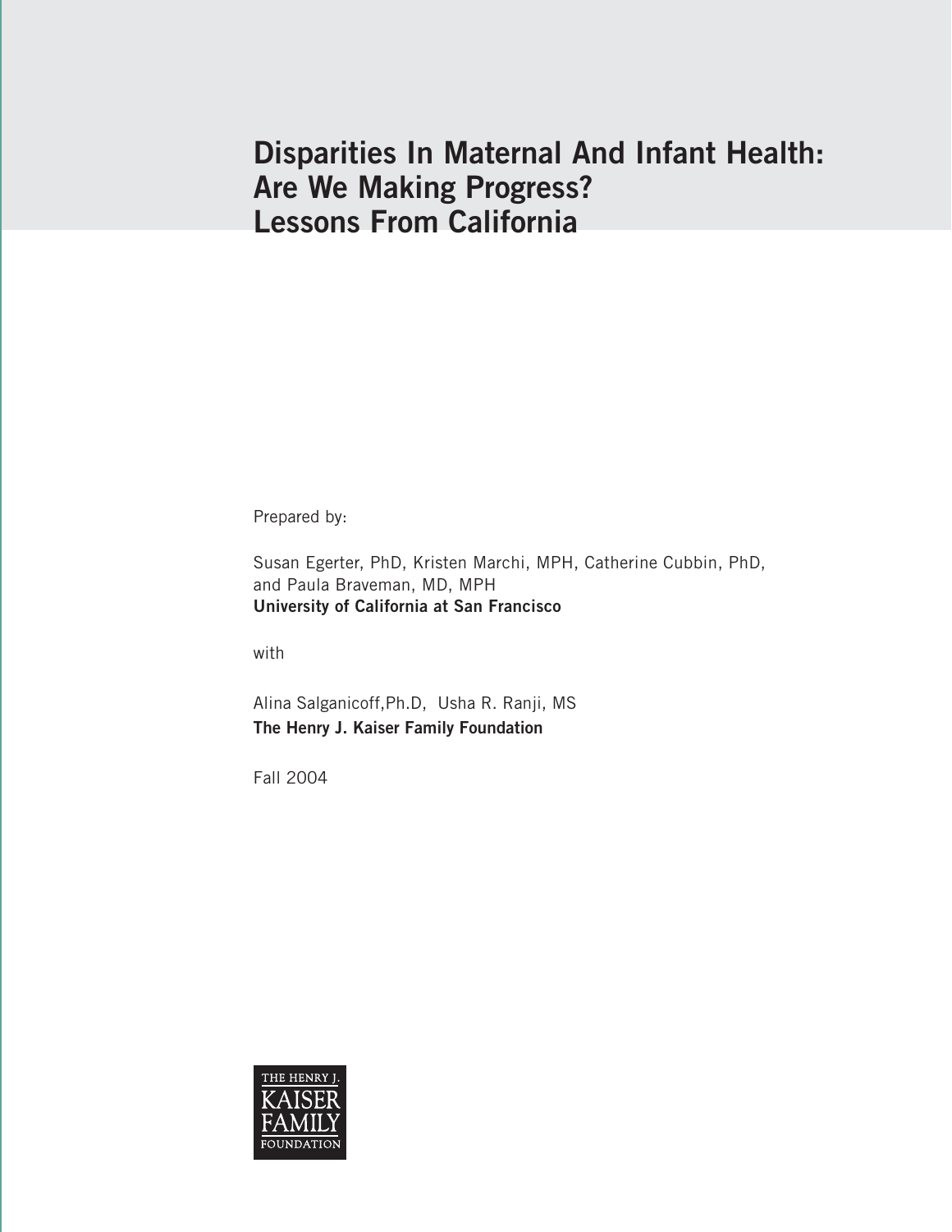# Disparities In Maternal And Infant Health: Are We Making Progress? Lessons From California

Prepared by:

Susan Egerter, PhD, Kristen Marchi, MPH, Catherine Cubbin, PhD, and Paula Braveman, MD, MPH
**University of California at San Francisco**

with

Alina Salganicoff,Ph.D, Usha R. Ranji, MS
**The Henry J. Kaiser Family Foundation**

Fall 2004

THE HENRY J. KAISER FAMILY FOUNDATION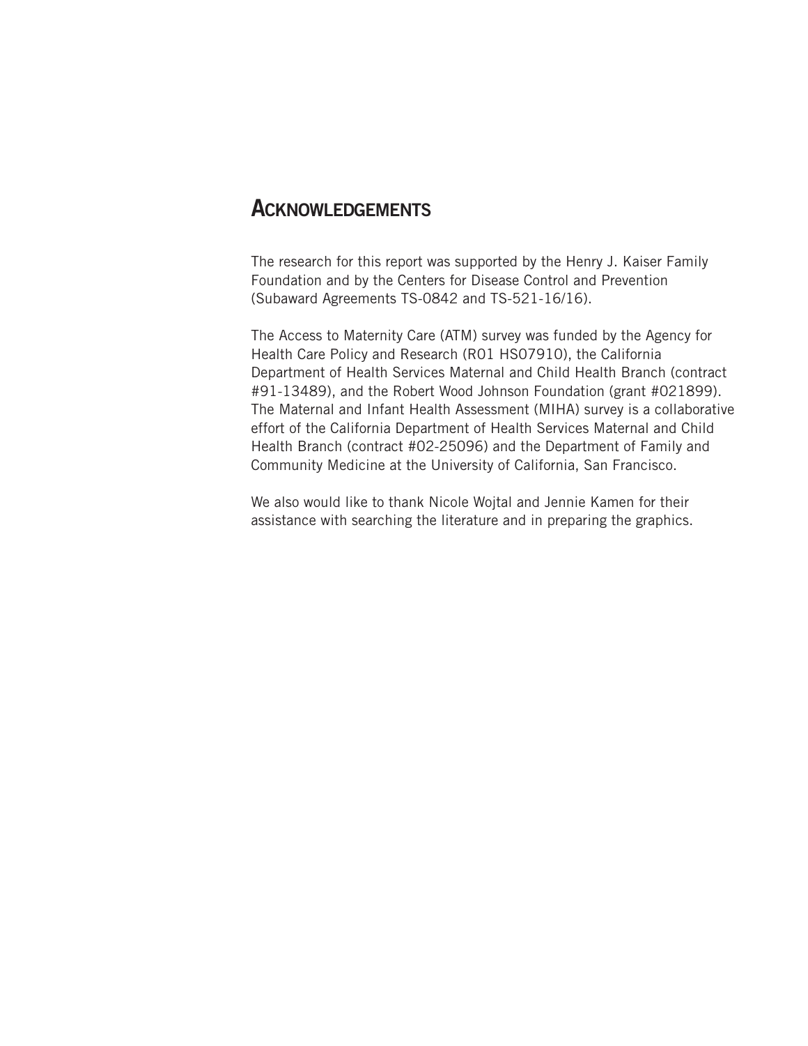# Acknowledgements

The research for this report was supported by the Henry J. Kaiser Family Foundation and by the Centers for Disease Control and Prevention (Subaward Agreements TS-0842 and TS-521-16/16).

The Access to Maternity Care (ATM) survey was funded by the Agency for Health Care Policy and Research (R01 HS07910), the California Department of Health Services Maternal and Child Health Branch (contract #91-13489), and the Robert Wood Johnson Foundation (grant #021899). The Maternal and Infant Health Assessment (MIHA) survey is a collaborative effort of the California Department of Health Services Maternal and Child Health Branch (contract #02-25096) and the Department of Family and Community Medicine at the University of California, San Francisco.

We also would like to thank Nicole Wojtal and Jennie Kamen for their assistance with searching the literature and in preparing the graphics.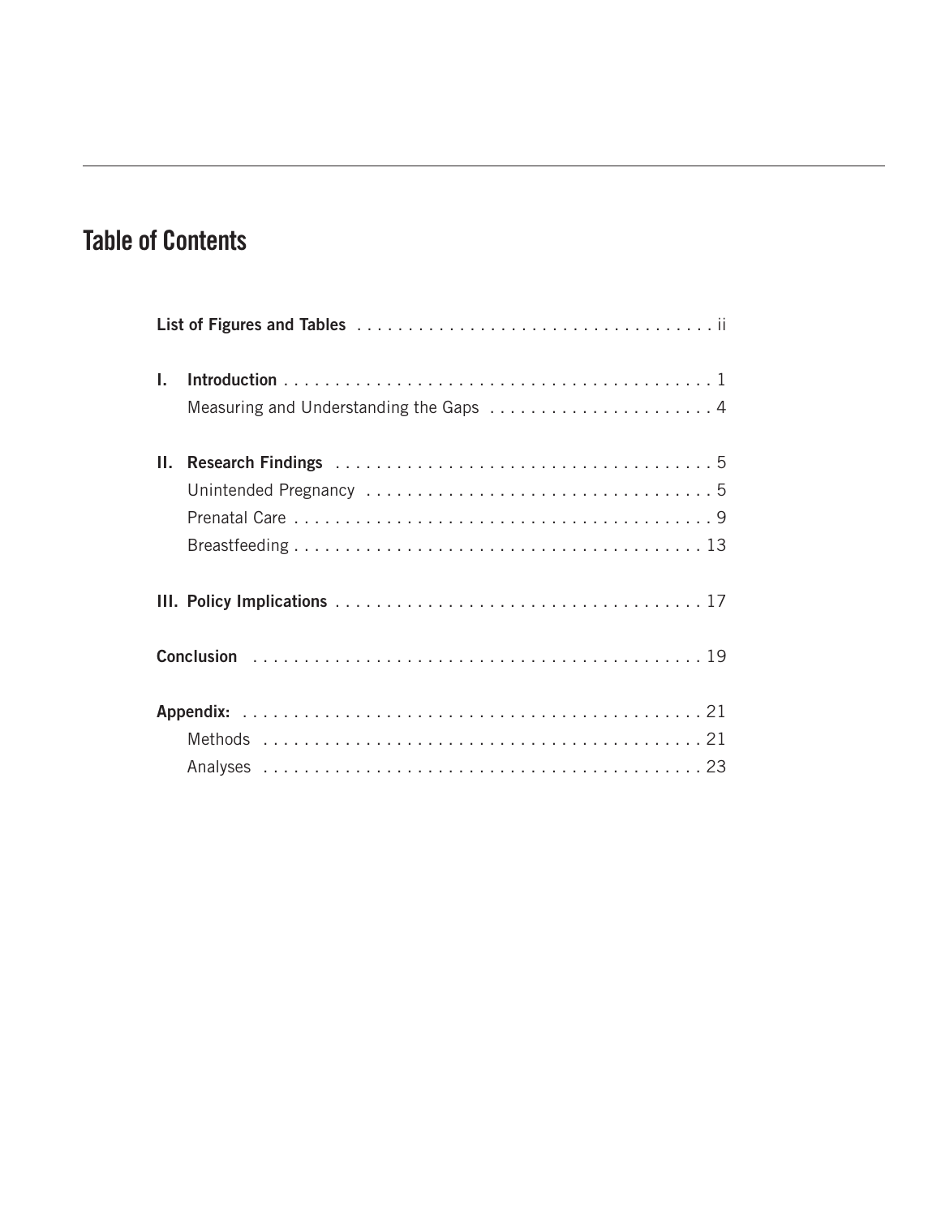# Table of Contents

**List of Figures and Tables** . . . . . . . . . . . . . . . . . . . . . . . . . . . . . . . . . . . ii

**I. Introduction** . . . . . . . . . . . . . . . . . . . . . . . . . . . . . . . . . . . . . . . . . . 1

Measuring and Understanding the Gaps . . . . . . . . . . . . . . . . . . . . . . 4

**II. Research Findings** . . . . . . . . . . . . . . . . . . . . . . . . . . . . . . . . . . . 5

Unintended Pregnancy . . . . . . . . . . . . . . . . . . . . . . . . . . . . . . . . . 5

Prenatal Care . . . . . . . . . . . . . . . . . . . . . . . . . . . . . . . . . . . . . . . . . 9

Breastfeeding . . . . . . . . . . . . . . . . . . . . . . . . . . . . . . . . . . . . . . . . 13

**III. Policy Implications** . . . . . . . . . . . . . . . . . . . . . . . . . . . . . . . . . . 17

**Conclusion** . . . . . . . . . . . . . . . . . . . . . . . . . . . . . . . . . . . . . . . . . . . 19

**Appendix:** . . . . . . . . . . . . . . . . . . . . . . . . . . . . . . . . . . . . . . . . . . . . 21

Methods . . . . . . . . . . . . . . . . . . . . . . . . . . . . . . . . . . . . . . . . . . . 21

Analyses . . . . . . . . . . . . . . . . . . . . . . . . . . . . . . . . . . . . . . . . . . . 23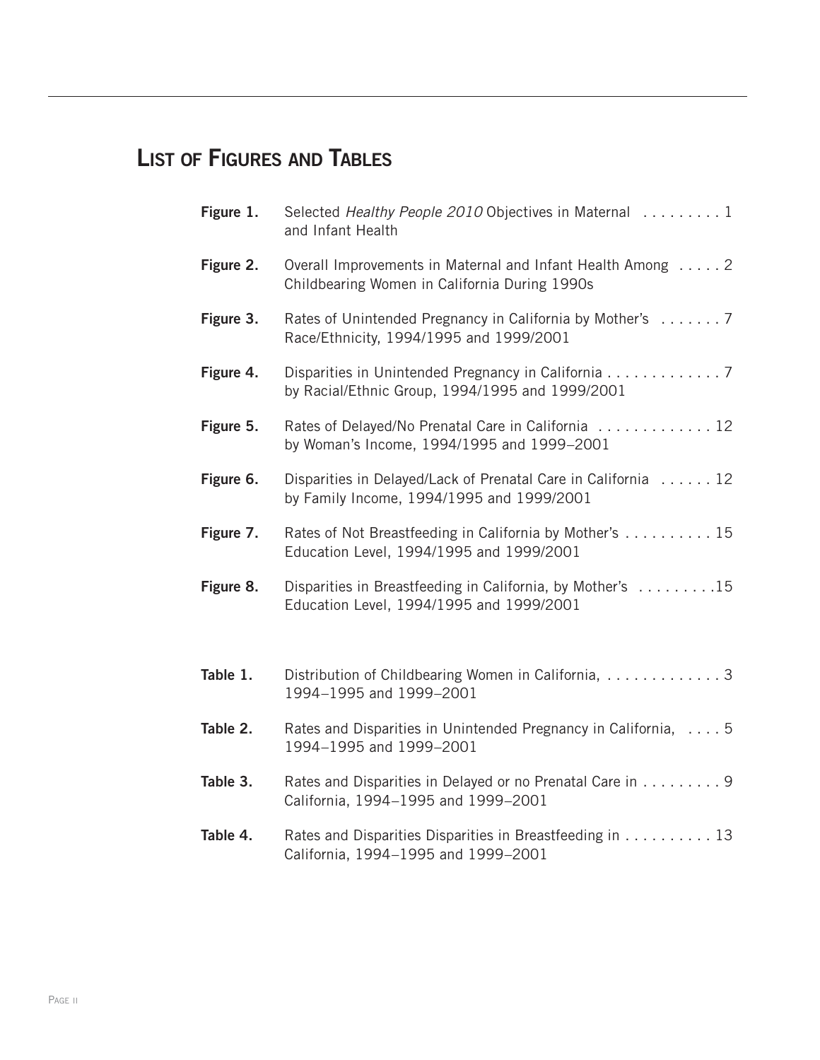## List of Figures and Tables

| | | |
|---|---|---|
| **Figure 1.** | Selected *Healthy People 2010* Objectives in Maternal and Infant Health | 1 |
| **Figure 2.** | Overall Improvements in Maternal and Infant Health Among Childbearing Women in California During 1990s | 2 |
| **Figure 3.** | Rates of Unintended Pregnancy in California by Mother's Race/Ethnicity, 1994/1995 and 1999/2001 | 7 |
| **Figure 4.** | Disparities in Unintended Pregnancy in California by Racial/Ethnic Group, 1994/1995 and 1999/2001 | 7 |
| **Figure 5.** | Rates of Delayed/No Prenatal Care in California by Woman's Income, 1994/1995 and 1999–2001 | 12 |
| **Figure 6.** | Disparities in Delayed/Lack of Prenatal Care in California by Family Income, 1994/1995 and 1999/2001 | 12 |
| **Figure 7.** | Rates of Not Breastfeeding in California by Mother's Education Level, 1994/1995 and 1999/2001 | 15 |
| **Figure 8.** | Disparities in Breastfeeding in California, by Mother's Education Level, 1994/1995 and 1999/2001 | 15 |
| **Table 1.** | Distribution of Childbearing Women in California, 1994–1995 and 1999–2001 | 3 |
| **Table 2.** | Rates and Disparities in Unintended Pregnancy in California, 1994–1995 and 1999–2001 | 5 |
| **Table 3.** | Rates and Disparities in Delayed or no Prenatal Care in California, 1994–1995 and 1999–2001 | 9 |
| **Table 4.** | Rates and Disparities Disparities in Breastfeeding in California, 1994–1995 and 1999–2001 | 13 |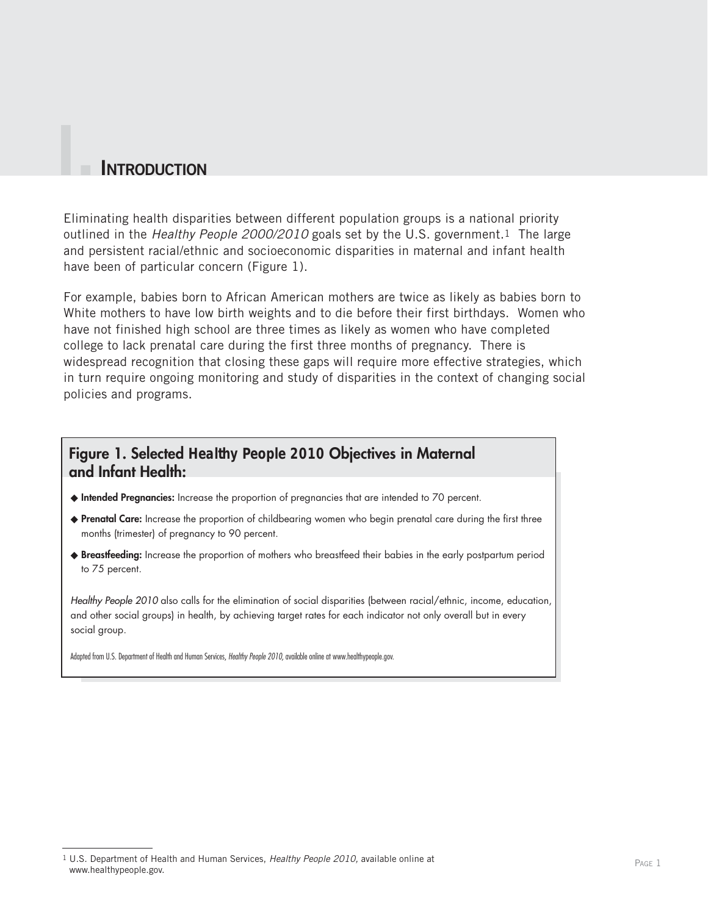# I. INTRODUCTION

Eliminating health disparities between different population groups is a national priority outlined in the *Healthy People 2000/2010* goals set by the U.S. government.[1] The large and persistent racial/ethnic and socioeconomic disparities in maternal and infant health have been of particular concern (Figure 1).

For example, babies born to African American mothers are twice as likely as babies born to White mothers to have low birth weights and to die before their first birthdays. Women who have not finished high school are three times as likely as women who have completed college to lack prenatal care during the first three months of pregnancy. There is widespread recognition that closing these gaps will require more effective strategies, which in turn require ongoing monitoring and study of disparities in the context of changing social policies and programs.

## Figure 1. Selected Healthy People 2010 Objectives in Maternal and Infant Health:

- **Intended Pregnancies:** Increase the proportion of pregnancies that are intended to 70 percent.
- **Prenatal Care:** Increase the proportion of childbearing women who begin prenatal care during the first three months (trimester) of pregnancy to 90 percent.
- **Breastfeeding:** Increase the proportion of mothers who breastfeed their babies in the early postpartum period to 75 percent.

*Healthy People 2010* also calls for the elimination of social disparities (between racial/ethnic, income, education, and other social groups) in health, by achieving target rates for each indicator not only overall but in every social group.

Adapted from U.S. Department of Health and Human Services, *Healthy People 2010*, available online at www.healthypeople.gov.

---

[1] U.S. Department of Health and Human Services, *Healthy People 2010*, available online at www.healthypeople.gov.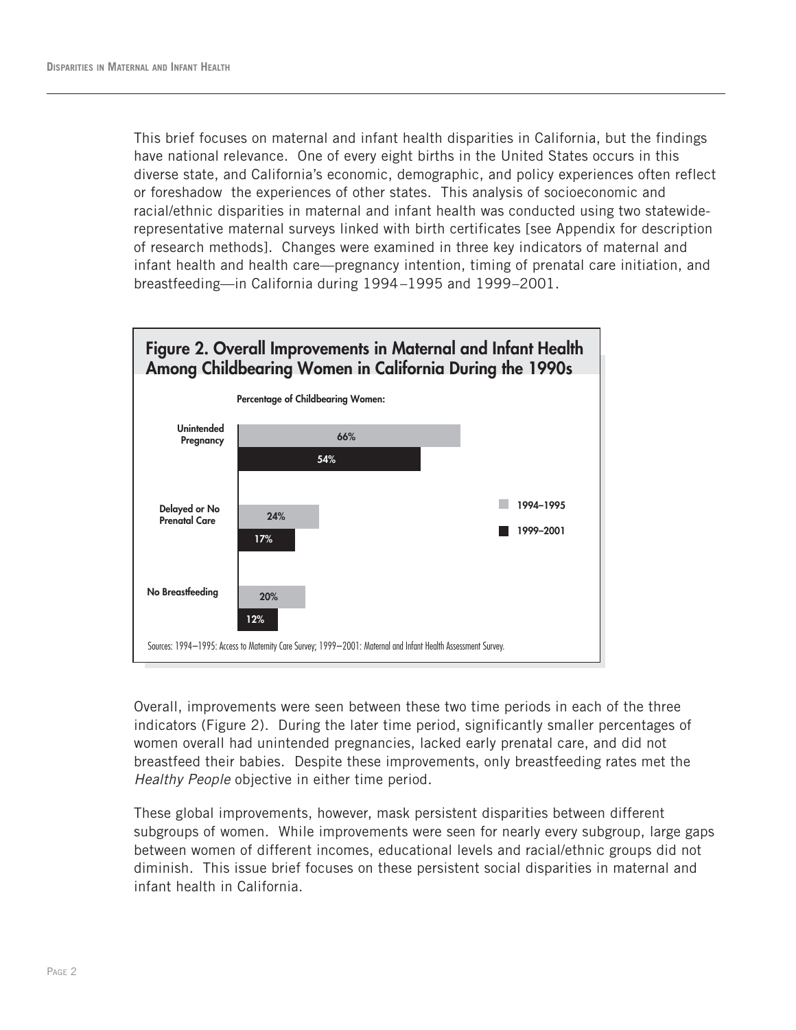This brief focuses on maternal and infant health disparities in California, but the findings have national relevance. One of every eight births in the United States occurs in this diverse state, and California's economic, demographic, and policy experiences often reflect or foreshadow the experiences of other states. This analysis of socioeconomic and racial/ethnic disparities in maternal and infant health was conducted using two statewide-representative maternal surveys linked with birth certificates [see Appendix for description of research methods]. Changes were examined in three key indicators of maternal and infant health and health care—pregnancy intention, timing of prenatal care initiation, and breastfeeding—in California during 1994–1995 and 1999–2001.

## Figure 2. Overall Improvements in Maternal and Infant Health Among Childbearing Women in California During the 1990s

Percentage of Childbearing Women:

| | 1994–1995 | 1999–2001 |
|---|---|---|
| Unintended Pregnancy | 66% | 54% |
| Delayed or No Prenatal Care | 24% | 17% |
| No Breastfeeding | 20% | 12% |

Sources: 1994–1995: Access to Maternity Care Survey; 1999–2001: Maternal and Infant Health Assessment Survey.

Overall, improvements were seen between these two time periods in each of the three indicators (Figure 2). During the later time period, significantly smaller percentages of women overall had unintended pregnancies, lacked early prenatal care, and did not breastfeed their babies. Despite these improvements, only breastfeeding rates met the *Healthy People* objective in either time period.

These global improvements, however, mask persistent disparities between different subgroups of women. While improvements were seen for nearly every subgroup, large gaps between women of different incomes, educational levels and racial/ethnic groups did not diminish. This issue brief focuses on these persistent social disparities in maternal and infant health in California.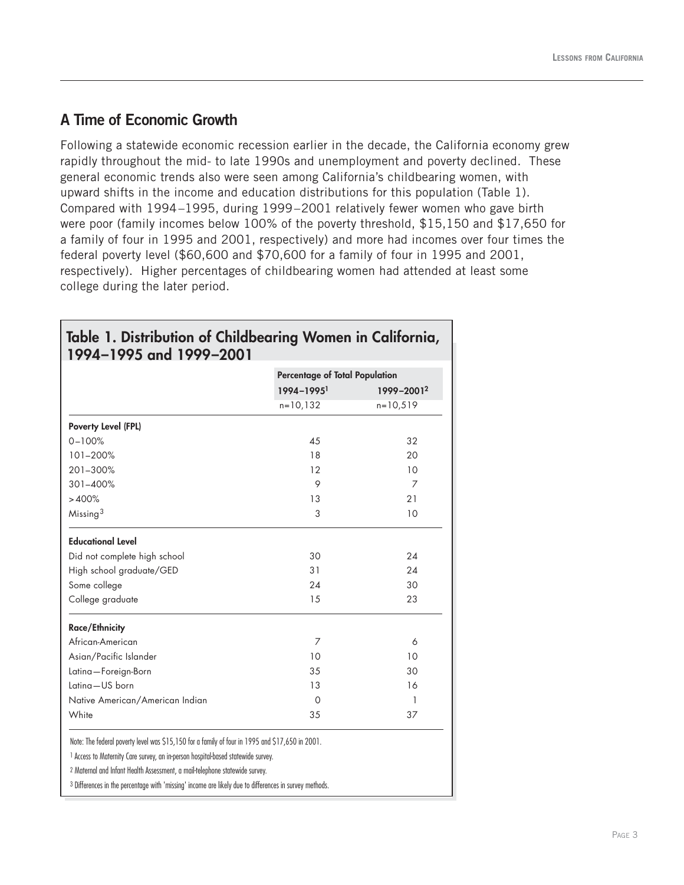## A Time of Economic Growth

Following a statewide economic recession earlier in the decade, the California economy grew rapidly throughout the mid- to late 1990s and unemployment and poverty declined. These general economic trends also were seen among California's childbearing women, with upward shifts in the income and education distributions for this population (Table 1). Compared with 1994–1995, during 1999–2001 relatively fewer women who gave birth were poor (family incomes below 100% of the poverty threshold, $15,150 and $17,650 for a family of four in 1995 and 2001, respectively) and more had incomes over four times the federal poverty level ($60,600 and $70,600 for a family of four in 1995 and 2001, respectively). Higher percentages of childbearing women had attended at least some college during the later period.

**Table 1. Distribution of Childbearing Women in California, 1994–1995 and 1999–2001**

| | Percentage of Total Population | |
|---|---|---|
| | 1994–1995[1] | 1999–2001[2] |
| | n=10,132 | n=10,519 |
| **Poverty Level (FPL)** | | |
| 0–100% | 45 | 32 |
| 101–200% | 18 | 20 |
| 201–300% | 12 | 10 |
| 301–400% | 9 | 7 |
| >400% | 13 | 21 |
| Missing[3] | 3 | 10 |
| **Educational Level** | | |
| Did not complete high school | 30 | 24 |
| High school graduate/GED | 31 | 24 |
| Some college | 24 | 30 |
| College graduate | 15 | 23 |
| **Race/Ethnicity** | | |
| African-American | 7 | 6 |
| Asian/Pacific Islander | 10 | 10 |
| Latina—Foreign-Born | 35 | 30 |
| Latina—US born | 13 | 16 |
| Native American/American Indian | 0 | 1 |
| White | 35 | 37 |

Note: The federal poverty level was $15,150 for a family of four in 1995 and $17,650 in 2001.

[1] Access to Maternity Care survey, an in-person hospital-based statewide survey.

[2] Maternal and Infant Health Assessment, a mail-telephone statewide survey.

[3] Differences in the percentage with 'missing' income are likely due to differences in survey methods.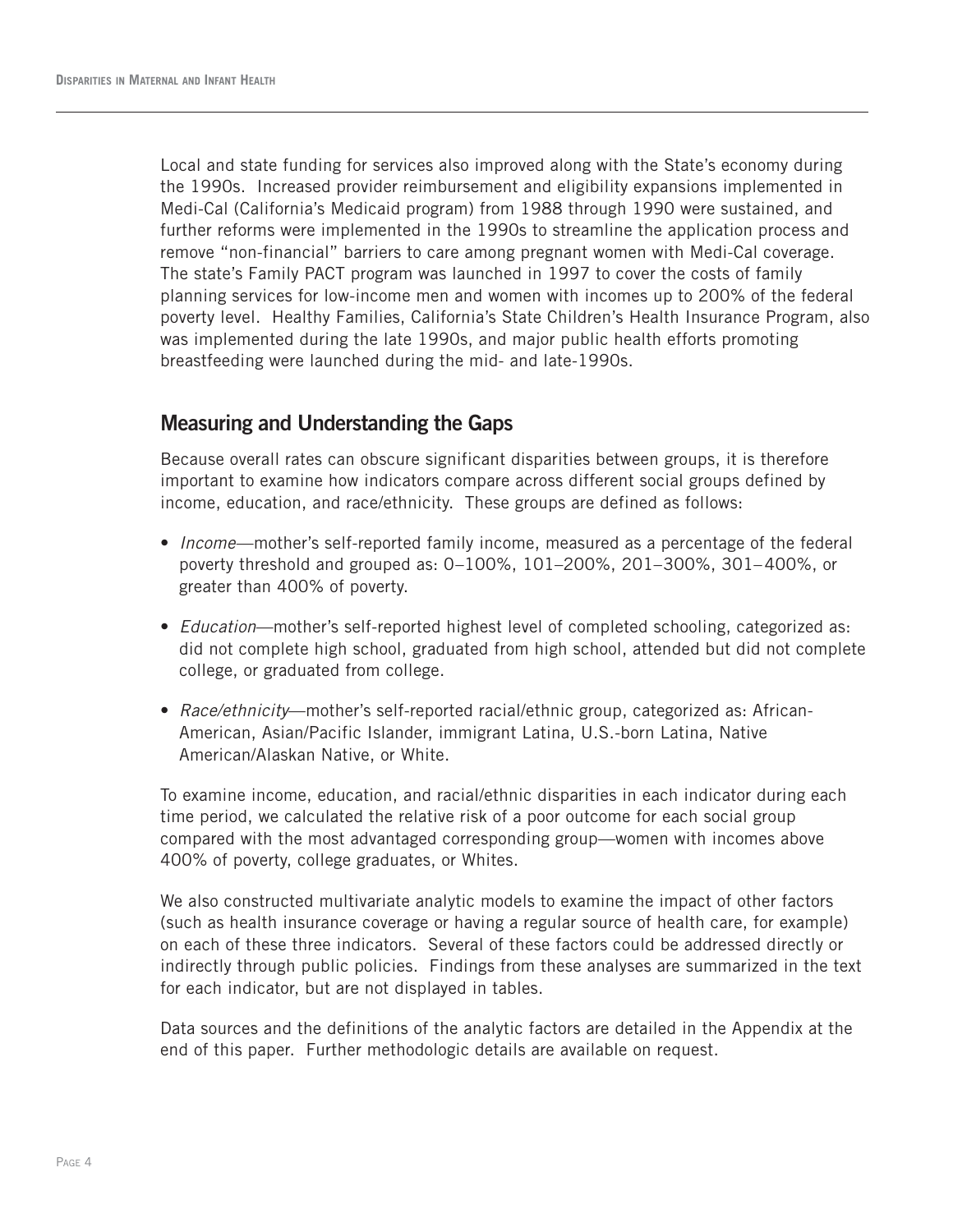Local and state funding for services also improved along with the State's economy during the 1990s. Increased provider reimbursement and eligibility expansions implemented in Medi-Cal (California's Medicaid program) from 1988 through 1990 were sustained, and further reforms were implemented in the 1990s to streamline the application process and remove "non-financial" barriers to care among pregnant women with Medi-Cal coverage. The state's Family PACT program was launched in 1997 to cover the costs of family planning services for low-income men and women with incomes up to 200% of the federal poverty level. Healthy Families, California's State Children's Health Insurance Program, also was implemented during the late 1990s, and major public health efforts promoting breastfeeding were launched during the mid- and late-1990s.

## Measuring and Understanding the Gaps

Because overall rates can obscure significant disparities between groups, it is therefore important to examine how indicators compare across different social groups defined by income, education, and race/ethnicity. These groups are defined as follows:

- *Income*—mother's self-reported family income, measured as a percentage of the federal poverty threshold and grouped as: 0–100%, 101–200%, 201–300%, 301–400%, or greater than 400% of poverty.
- *Education*—mother's self-reported highest level of completed schooling, categorized as: did not complete high school, graduated from high school, attended but did not complete college, or graduated from college.
- *Race/ethnicity*—mother's self-reported racial/ethnic group, categorized as: African-American, Asian/Pacific Islander, immigrant Latina, U.S.-born Latina, Native American/Alaskan Native, or White.

To examine income, education, and racial/ethnic disparities in each indicator during each time period, we calculated the relative risk of a poor outcome for each social group compared with the most advantaged corresponding group—women with incomes above 400% of poverty, college graduates, or Whites.

We also constructed multivariate analytic models to examine the impact of other factors (such as health insurance coverage or having a regular source of health care, for example) on each of these three indicators. Several of these factors could be addressed directly or indirectly through public policies. Findings from these analyses are summarized in the text for each indicator, but are not displayed in tables.

Data sources and the definitions of the analytic factors are detailed in the Appendix at the end of this paper. Further methodologic details are available on request.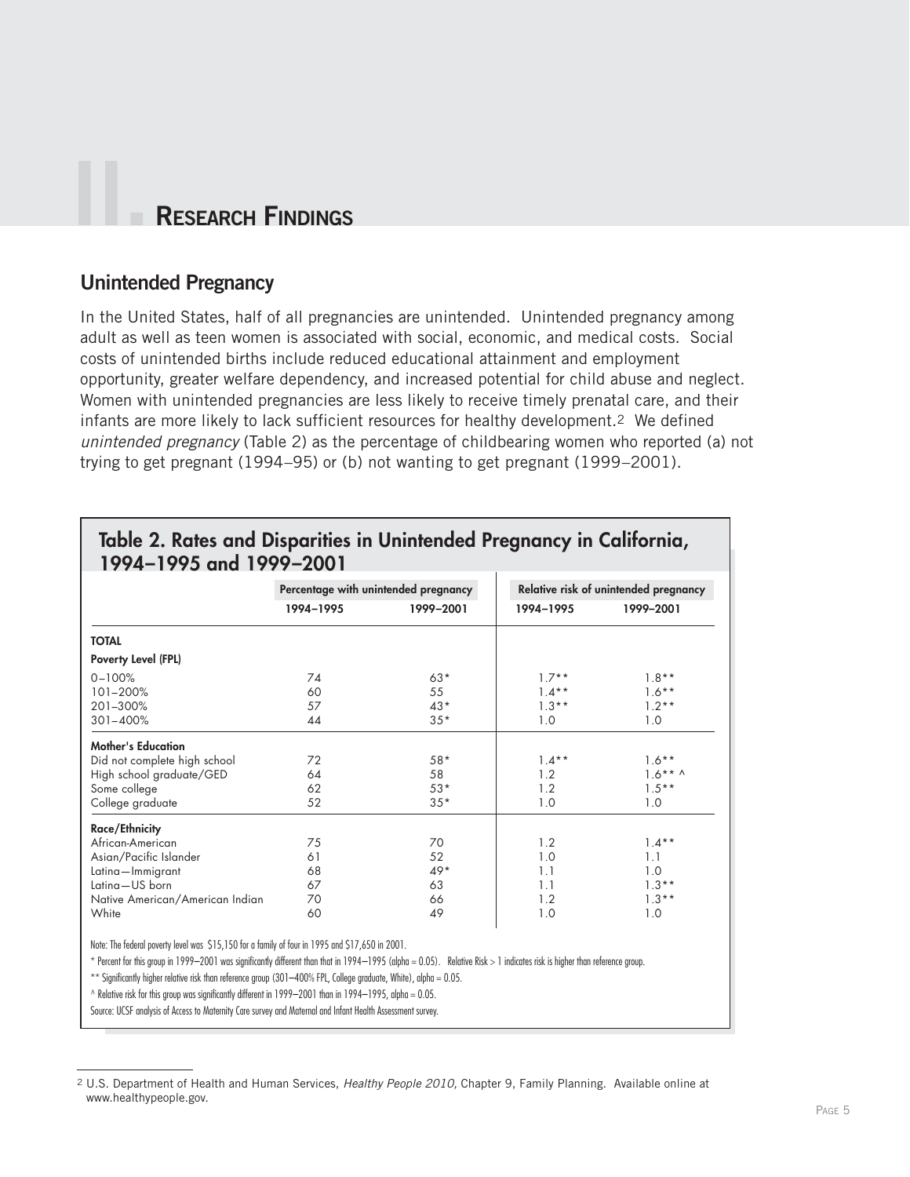# II. Research Findings

## Unintended Pregnancy

In the United States, half of all pregnancies are unintended. Unintended pregnancy among adult as well as teen women is associated with social, economic, and medical costs. Social costs of unintended births include reduced educational attainment and employment opportunity, greater welfare dependency, and increased potential for child abuse and neglect. Women with unintended pregnancies are less likely to receive timely prenatal care, and their infants are more likely to lack sufficient resources for healthy development.[2] We defined *unintended pregnancy* (Table 2) as the percentage of childbearing women who reported (a) not trying to get pregnant (1994–95) or (b) not wanting to get pregnant (1999–2001).

### Table 2. Rates and Disparities in Unintended Pregnancy in California, 1994–1995 and 1999–2001

| | Percentage with unintended pregnancy | | Relative risk of unintended pregnancy | |
|---|---|---|---|---|
| | 1994–1995 | 1999–2001 | 1994–1995 | 1999–2001 |
| **TOTAL** | | | | |
| **Poverty Level (FPL)** | | | | |
| 0–100% | 74 | 63* | 1.7** | 1.8** |
| 101–200% | 60 | 55 | 1.4** | 1.6** |
| 201–300% | 57 | 43* | 1.3** | 1.2** |
| 301–400% | 44 | 35* | 1.0 | 1.0 |
| **Mother's Education** | | | | |
| Did not complete high school | 72 | 58* | 1.4** | 1.6** |
| High school graduate/GED | 64 | 58 | 1.2 | 1.6** ^ |
| Some college | 62 | 53* | 1.2 | 1.5** |
| College graduate | 52 | 35* | 1.0 | 1.0 |
| **Race/Ethnicity** | | | | |
| African-American | 75 | 70 | 1.2 | 1.4** |
| Asian/Pacific Islander | 61 | 52 | 1.0 | 1.1 |
| Latina—Immigrant | 68 | 49* | 1.1 | 1.0 |
| Latina—US born | 67 | 63 | 1.1 | 1.3** |
| Native American/American Indian | 70 | 66 | 1.2 | 1.3** |
| White | 60 | 49 | 1.0 | 1.0 |

Note: The federal poverty level was $15,150 for a family of four in 1995 and $17,650 in 2001.

* Percent for this group in 1999–2001 was significantly different than that in 1994–1995 (alpha = 0.05). Relative Risk > 1 indicates risk is higher than reference group.

** Significantly higher relative risk than reference group (301–400% FPL, College graduate, White), alpha = 0.05.

^ Relative risk for this group was significantly different in 1999–2001 than in 1994–1995, alpha = 0.05.

Source: UCSF analysis of Access to Maternity Care survey and Maternal and Infant Health Assessment survey.

---

[2] U.S. Department of Health and Human Services, *Healthy People 2010,* Chapter 9, Family Planning. Available online at www.healthypeople.gov.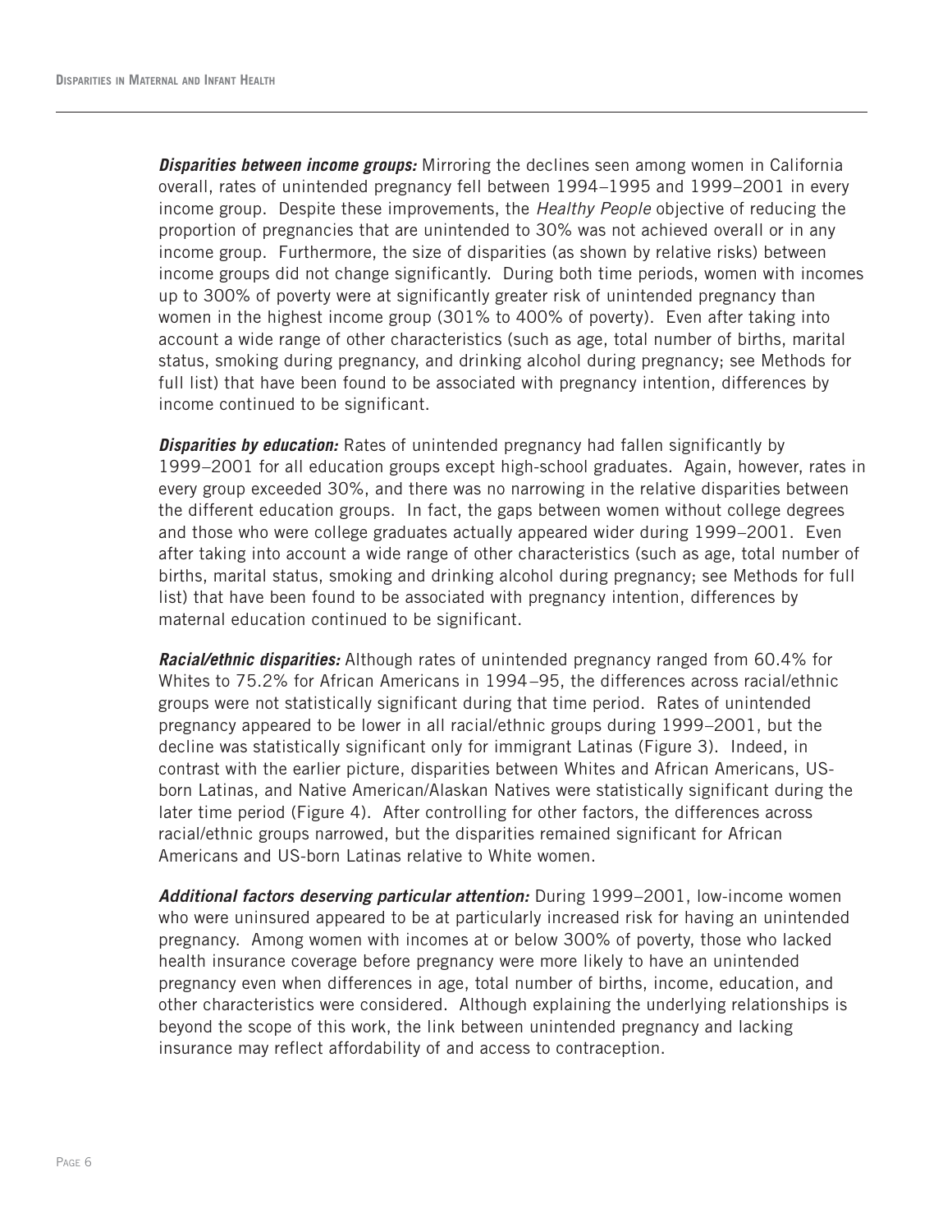***Disparities between income groups:*** Mirroring the declines seen among women in California overall, rates of unintended pregnancy fell between 1994–1995 and 1999–2001 in every income group. Despite these improvements, the *Healthy People* objective of reducing the proportion of pregnancies that are unintended to 30% was not achieved overall or in any income group. Furthermore, the size of disparities (as shown by relative risks) between income groups did not change significantly. During both time periods, women with incomes up to 300% of poverty were at significantly greater risk of unintended pregnancy than women in the highest income group (301% to 400% of poverty). Even after taking into account a wide range of other characteristics (such as age, total number of births, marital status, smoking during pregnancy, and drinking alcohol during pregnancy; see Methods for full list) that have been found to be associated with pregnancy intention, differences by income continued to be significant.

***Disparities by education:*** Rates of unintended pregnancy had fallen significantly by 1999–2001 for all education groups except high-school graduates. Again, however, rates in every group exceeded 30%, and there was no narrowing in the relative disparities between the different education groups. In fact, the gaps between women without college degrees and those who were college graduates actually appeared wider during 1999–2001. Even after taking into account a wide range of other characteristics (such as age, total number of births, marital status, smoking and drinking alcohol during pregnancy; see Methods for full list) that have been found to be associated with pregnancy intention, differences by maternal education continued to be significant.

***Racial/ethnic disparities:*** Although rates of unintended pregnancy ranged from 60.4% for Whites to 75.2% for African Americans in 1994–95, the differences across racial/ethnic groups were not statistically significant during that time period. Rates of unintended pregnancy appeared to be lower in all racial/ethnic groups during 1999–2001, but the decline was statistically significant only for immigrant Latinas (Figure 3). Indeed, in contrast with the earlier picture, disparities between Whites and African Americans, US-born Latinas, and Native American/Alaskan Natives were statistically significant during the later time period (Figure 4). After controlling for other factors, the differences across racial/ethnic groups narrowed, but the disparities remained significant for African Americans and US-born Latinas relative to White women.

***Additional factors deserving particular attention:*** During 1999–2001, low-income women who were uninsured appeared to be at particularly increased risk for having an unintended pregnancy. Among women with incomes at or below 300% of poverty, those who lacked health insurance coverage before pregnancy were more likely to have an unintended pregnancy even when differences in age, total number of births, income, education, and other characteristics were considered. Although explaining the underlying relationships is beyond the scope of this work, the link between unintended pregnancy and lacking insurance may reflect affordability of and access to contraception.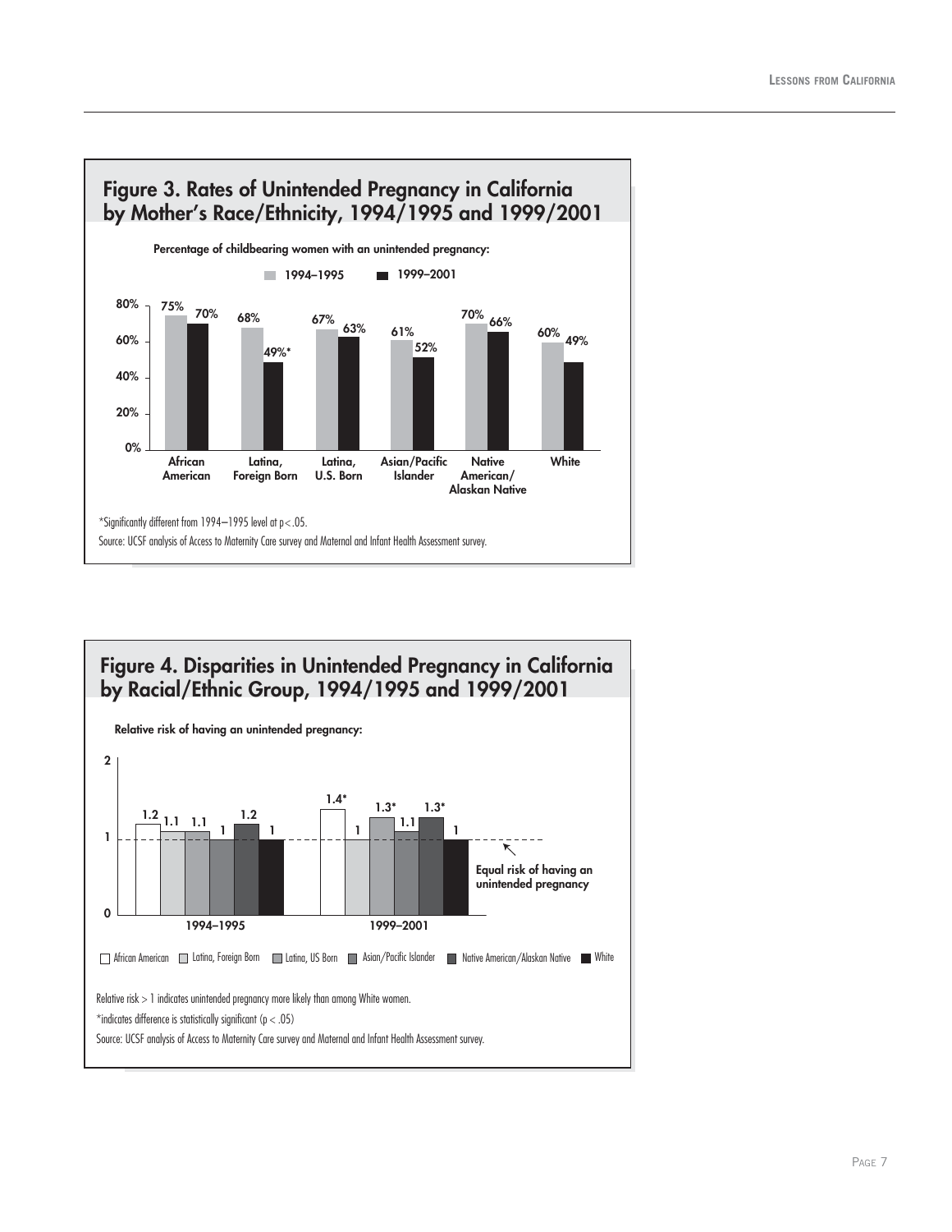## Figure 3. Rates of Unintended Pregnancy in California by Mother's Race/Ethnicity, 1994/1995 and 1999/2001

Percentage of childbearing women with an unintended pregnancy:

| | 1994–1995 | 1999–2001 |
|---|---|---|
| African American | 75% | 70% |
| Latina, Foreign Born | 68% | 49%* |
| Latina, U.S. Born | 67% | 63% |
| Asian/Pacific Islander | 61% | 52% |
| Native American/Alaskan Native | 70% | 66% |
| White | 60% | 49% |

*Significantly different from 1994–1995 level at $p<.05$.

Source: UCSF analysis of Access to Maternity Care survey and Maternal and Infant Health Assessment survey.

## Figure 4. Disparities in Unintended Pregnancy in California by Racial/Ethnic Group, 1994/1995 and 1999/2001

Relative risk of having an unintended pregnancy:

| | 1994–1995 | 1999–2001 |
|---|---|---|
| African American | 1.2 | 1.4* |
| Latina, Foreign Born | 1.1 | 1 |
| Latina, US Born | 1.1 | 1.3* |
| Asian/Pacific Islander | 1 | 1.1 |
| Native American/Alaskan Native | 1.2 | 1.3* |
| White | 1 | 1 |

Equal risk of having an unintended pregnancy (relative risk = 1)

Relative risk > 1 indicates unintended pregnancy more likely than among White women.

*indicates difference is statistically significant ($p < .05$)

Source: UCSF analysis of Access to Maternity Care survey and Maternal and Infant Health Assessment survey.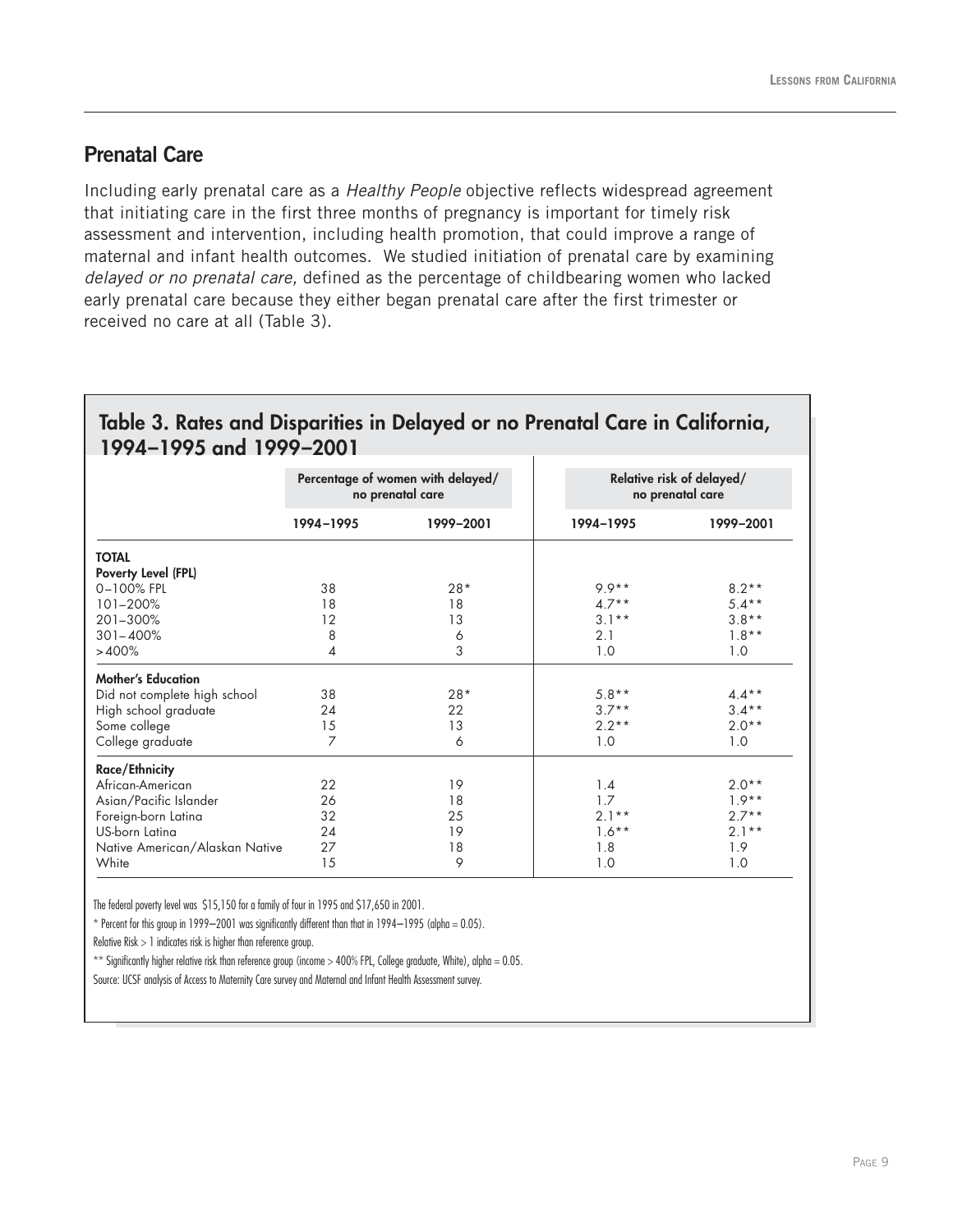## Prenatal Care

Including early prenatal care as a *Healthy People* objective reflects widespread agreement that initiating care in the first three months of pregnancy is important for timely risk assessment and intervention, including health promotion, that could improve a range of maternal and infant health outcomes. We studied initiation of prenatal care by examining *delayed or no prenatal care,* defined as the percentage of childbearing women who lacked early prenatal care because they either began prenatal care after the first trimester or received no care at all (Table 3).

### Table 3. Rates and Disparities in Delayed or no Prenatal Care in California, 1994–1995 and 1999–2001

| | Percentage of women with delayed/ no prenatal care | | Relative risk of delayed/ no prenatal care | |
|---|---|---|---|---|
| | 1994–1995 | 1999–2001 | 1994–1995 | 1999–2001 |
| **TOTAL** | | | | |
| **Poverty Level (FPL)** | | | | |
| 0–100% FPL | 38 | 28* | 9.9** | 8.2** |
| 101–200% | 18 | 18 | 4.7** | 5.4** |
| 201–300% | 12 | 13 | 3.1** | 3.8** |
| 301–400% | 8 | 6 | 2.1 | 1.8** |
| >400% | 4 | 3 | 1.0 | 1.0 |
| **Mother's Education** | | | | |
| Did not complete high school | 38 | 28* | 5.8** | 4.4** |
| High school graduate | 24 | 22 | 3.7** | 3.4** |
| Some college | 15 | 13 | 2.2** | 2.0** |
| College graduate | 7 | 6 | 1.0 | 1.0 |
| **Race/Ethnicity** | | | | |
| African-American | 22 | 19 | 1.4 | 2.0** |
| Asian/Pacific Islander | 26 | 18 | 1.7 | 1.9** |
| Foreign-born Latina | 32 | 25 | 2.1** | 2.7** |
| US-born Latina | 24 | 19 | 1.6** | 2.1** |
| Native American/Alaskan Native | 27 | 18 | 1.8 | 1.9 |
| White | 15 | 9 | 1.0 | 1.0 |

The federal poverty level was $15,150 for a family of four in 1995 and $17,650 in 2001.

* Percent for this group in 1999–2001 was significantly different than that in 1994–1995 (alpha = 0.05).

Relative Risk > 1 indicates risk is higher than reference group.

** Significantly higher relative risk than reference group (income > 400% FPL, College graduate, White), alpha = 0.05.

Source: UCSF analysis of Access to Maternity Care survey and Maternal and Infant Health Assessment survey.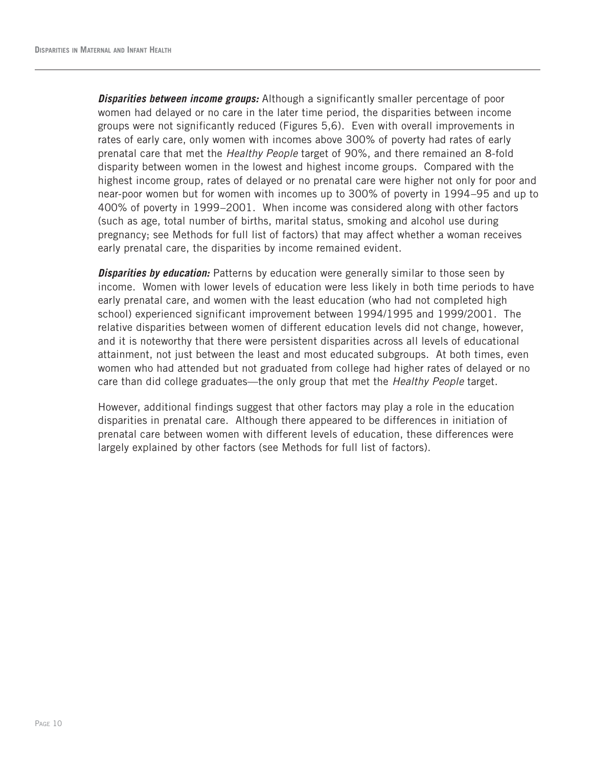***Disparities between income groups:*** Although a significantly smaller percentage of poor women had delayed or no care in the later time period, the disparities between income groups were not significantly reduced (Figures 5,6). Even with overall improvements in rates of early care, only women with incomes above 300% of poverty had rates of early prenatal care that met the *Healthy People* target of 90%, and there remained an 8-fold disparity between women in the lowest and highest income groups. Compared with the highest income group, rates of delayed or no prenatal care were higher not only for poor and near-poor women but for women with incomes up to 300% of poverty in 1994–95 and up to 400% of poverty in 1999–2001. When income was considered along with other factors (such as age, total number of births, marital status, smoking and alcohol use during pregnancy; see Methods for full list of factors) that may affect whether a woman receives early prenatal care, the disparities by income remained evident.

***Disparities by education:*** Patterns by education were generally similar to those seen by income. Women with lower levels of education were less likely in both time periods to have early prenatal care, and women with the least education (who had not completed high school) experienced significant improvement between 1994/1995 and 1999/2001. The relative disparities between women of different education levels did not change, however, and it is noteworthy that there were persistent disparities across all levels of educational attainment, not just between the least and most educated subgroups. At both times, even women who had attended but not graduated from college had higher rates of delayed or no care than did college graduates—the only group that met the *Healthy People* target.

However, additional findings suggest that other factors may play a role in the education disparities in prenatal care. Although there appeared to be differences in initiation of prenatal care between women with different levels of education, these differences were largely explained by other factors (see Methods for full list of factors).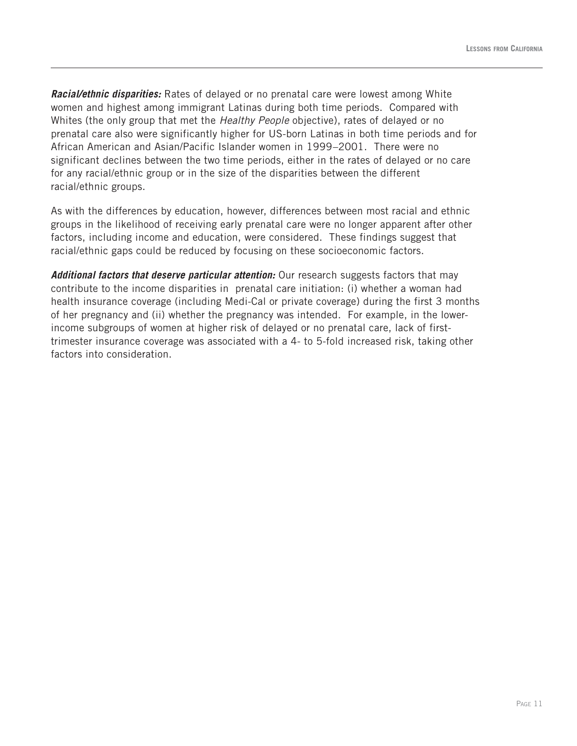***Racial/ethnic disparities:*** Rates of delayed or no prenatal care were lowest among White women and highest among immigrant Latinas during both time periods. Compared with Whites (the only group that met the *Healthy People* objective), rates of delayed or no prenatal care also were significantly higher for US-born Latinas in both time periods and for African American and Asian/Pacific Islander women in 1999–2001. There were no significant declines between the two time periods, either in the rates of delayed or no care for any racial/ethnic group or in the size of the disparities between the different racial/ethnic groups.

As with the differences by education, however, differences between most racial and ethnic groups in the likelihood of receiving early prenatal care were no longer apparent after other factors, including income and education, were considered. These findings suggest that racial/ethnic gaps could be reduced by focusing on these socioeconomic factors.

***Additional factors that deserve particular attention:*** Our research suggests factors that may contribute to the income disparities in prenatal care initiation: (i) whether a woman had health insurance coverage (including Medi-Cal or private coverage) during the first 3 months of her pregnancy and (ii) whether the pregnancy was intended. For example, in the lower-income subgroups of women at higher risk of delayed or no prenatal care, lack of first-trimester insurance coverage was associated with a 4- to 5-fold increased risk, taking other factors into consideration.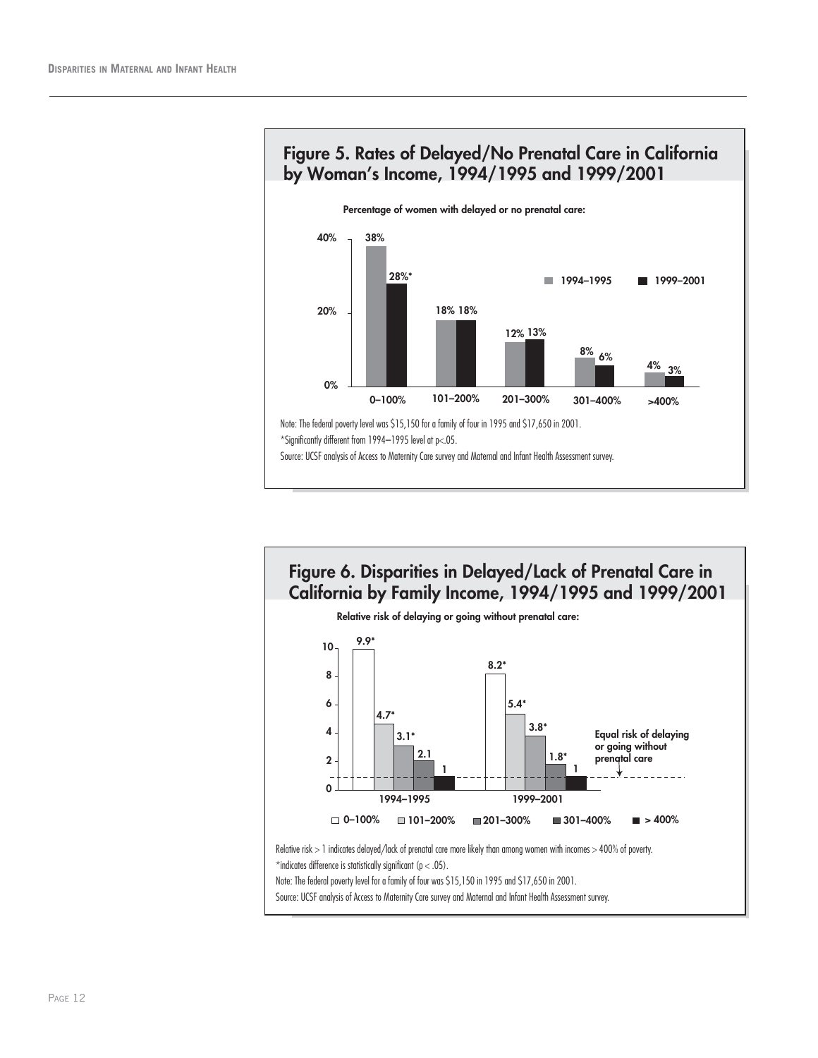## Figure 5. Rates of Delayed/No Prenatal Care in California by Woman's Income, 1994/1995 and 1999/2001

Percentage of women with delayed or no prenatal care:

| Income (% of poverty) | 1994–1995 | 1999–2001 |
|---|---|---|
| 0–100% | 38% | 28%* |
| 101–200% | 18% | 18% |
| 201–300% | 12% | 13% |
| 301–400% | 8% | 6% |
| >400% | 4% | 3% |

Note: The federal poverty level was $15,150 for a family of four in 1995 and $17,650 in 2001.

*Significantly different from 1994–1995 level at p<.05.

Source: UCSF analysis of Access to Maternity Care survey and Maternal and Infant Health Assessment survey.

## Figure 6. Disparities in Delayed/Lack of Prenatal Care in California by Family Income, 1994/1995 and 1999/2001

Relative risk of delaying or going without prenatal care:

| Income (% of poverty) | 1994–1995 | 1999–2001 |
|---|---|---|
| 0–100% | 9.9* | 8.2* |
| 101–200% | 4.7* | 5.4* |
| 201–300% | 3.1* | 3.8* |
| 301–400% | 2.1 | 1.8* |
| > 400% | 1 | 1 |

Equal risk of delaying or going without prenatal care

Relative risk > 1 indicates delayed/lack of prenatal care more likely than among women with incomes > 400% of poverty.

*indicates difference is statistically significant (p < .05).

Note: The federal poverty level for a family of four was $15,150 in 1995 and $17,650 in 2001.

Source: UCSF analysis of Access to Maternity Care survey and Maternal and Infant Health Assessment survey.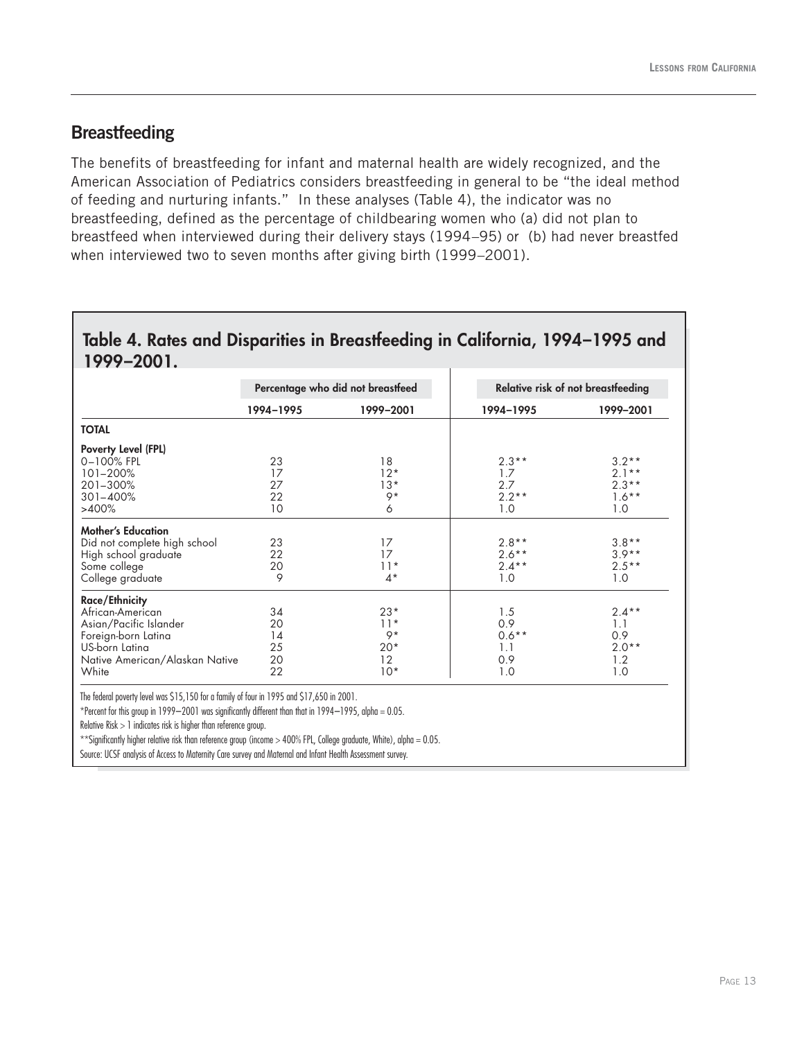## Breastfeeding

The benefits of breastfeeding for infant and maternal health are widely recognized, and the American Association of Pediatrics considers breastfeeding in general to be "the ideal method of feeding and nurturing infants." In these analyses (Table 4), the indicator was no breastfeeding, defined as the percentage of childbearing women who (a) did not plan to breastfeed when interviewed during their delivery stays (1994–95) or (b) had never breastfed when interviewed two to seven months after giving birth (1999–2001).

### Table 4. Rates and Disparities in Breastfeeding in California, 1994–1995 and 1999–2001.

| | Percentage who did not breastfeed | | Relative risk of not breastfeeding | |
|---|---|---|---|---|
| | 1994–1995 | 1999–2001 | 1994–1995 | 1999–2001 |
| **TOTAL** | | | | |
| **Poverty Level (FPL)** | | | | |
| 0–100% FPL | 23 | 18 | 2.3** | 3.2** |
| 101–200% | 17 | 12* | 1.7 | 2.1** |
| 201–300% | 27 | 13* | 2.7 | 2.3** |
| 301–400% | 22 | 9* | 2.2** | 1.6** |
| >400% | 10 | 6 | 1.0 | 1.0 |
| **Mother's Education** | | | | |
| Did not complete high school | 23 | 17 | 2.8** | 3.8** |
| High school graduate | 22 | 17 | 2.6** | 3.9** |
| Some college | 20 | 11* | 2.4** | 2.5** |
| College graduate | 9 | 4* | 1.0 | 1.0 |
| **Race/Ethnicity** | | | | |
| African-American | 34 | 23* | 1.5 | 2.4** |
| Asian/Pacific Islander | 20 | 11* | 0.9 | 1.1 |
| Foreign-born Latina | 14 | 9* | 0.6** | 0.9 |
| US-born Latina | 25 | 20* | 1.1 | 2.0** |
| Native American/Alaskan Native | 20 | 12 | 0.9 | 1.2 |
| White | 22 | 10* | 1.0 | 1.0 |

The federal poverty level was $15,150 for a family of four in 1995 and $17,650 in 2001.

*Percent for this group in 1999–2001 was significantly different than that in 1994–1995, alpha = 0.05.

Relative Risk > 1 indicates risk is higher than reference group.

**Significantly higher relative risk than reference group (income > 400% FPL, College graduate, White), alpha = 0.05.

Source: UCSF analysis of Access to Maternity Care survey and Maternal and Infant Health Assessment survey.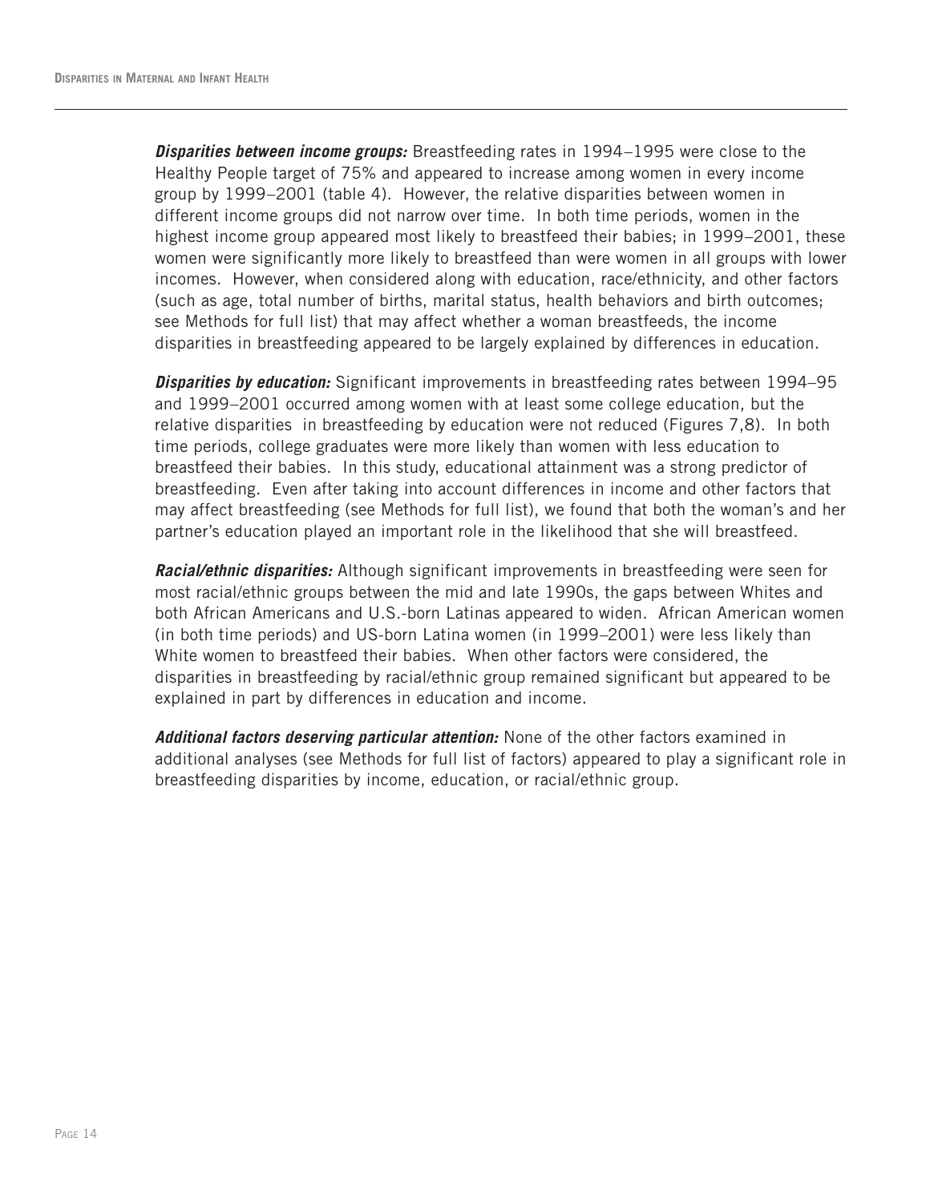***Disparities between income groups:*** Breastfeeding rates in 1994–1995 were close to the Healthy People target of 75% and appeared to increase among women in every income group by 1999–2001 (table 4). However, the relative disparities between women in different income groups did not narrow over time. In both time periods, women in the highest income group appeared most likely to breastfeed their babies; in 1999–2001, these women were significantly more likely to breastfeed than were women in all groups with lower incomes. However, when considered along with education, race/ethnicity, and other factors (such as age, total number of births, marital status, health behaviors and birth outcomes; see Methods for full list) that may affect whether a woman breastfeeds, the income disparities in breastfeeding appeared to be largely explained by differences in education.

***Disparities by education:*** Significant improvements in breastfeeding rates between 1994–95 and 1999–2001 occurred among women with at least some college education, but the relative disparities in breastfeeding by education were not reduced (Figures 7,8). In both time periods, college graduates were more likely than women with less education to breastfeed their babies. In this study, educational attainment was a strong predictor of breastfeeding. Even after taking into account differences in income and other factors that may affect breastfeeding (see Methods for full list), we found that both the woman's and her partner's education played an important role in the likelihood that she will breastfeed.

***Racial/ethnic disparities:*** Although significant improvements in breastfeeding were seen for most racial/ethnic groups between the mid and late 1990s, the gaps between Whites and both African Americans and U.S.-born Latinas appeared to widen. African American women (in both time periods) and US-born Latina women (in 1999–2001) were less likely than White women to breastfeed their babies. When other factors were considered, the disparities in breastfeeding by racial/ethnic group remained significant but appeared to be explained in part by differences in education and income.

***Additional factors deserving particular attention:*** None of the other factors examined in additional analyses (see Methods for full list of factors) appeared to play a significant role in breastfeeding disparities by income, education, or racial/ethnic group.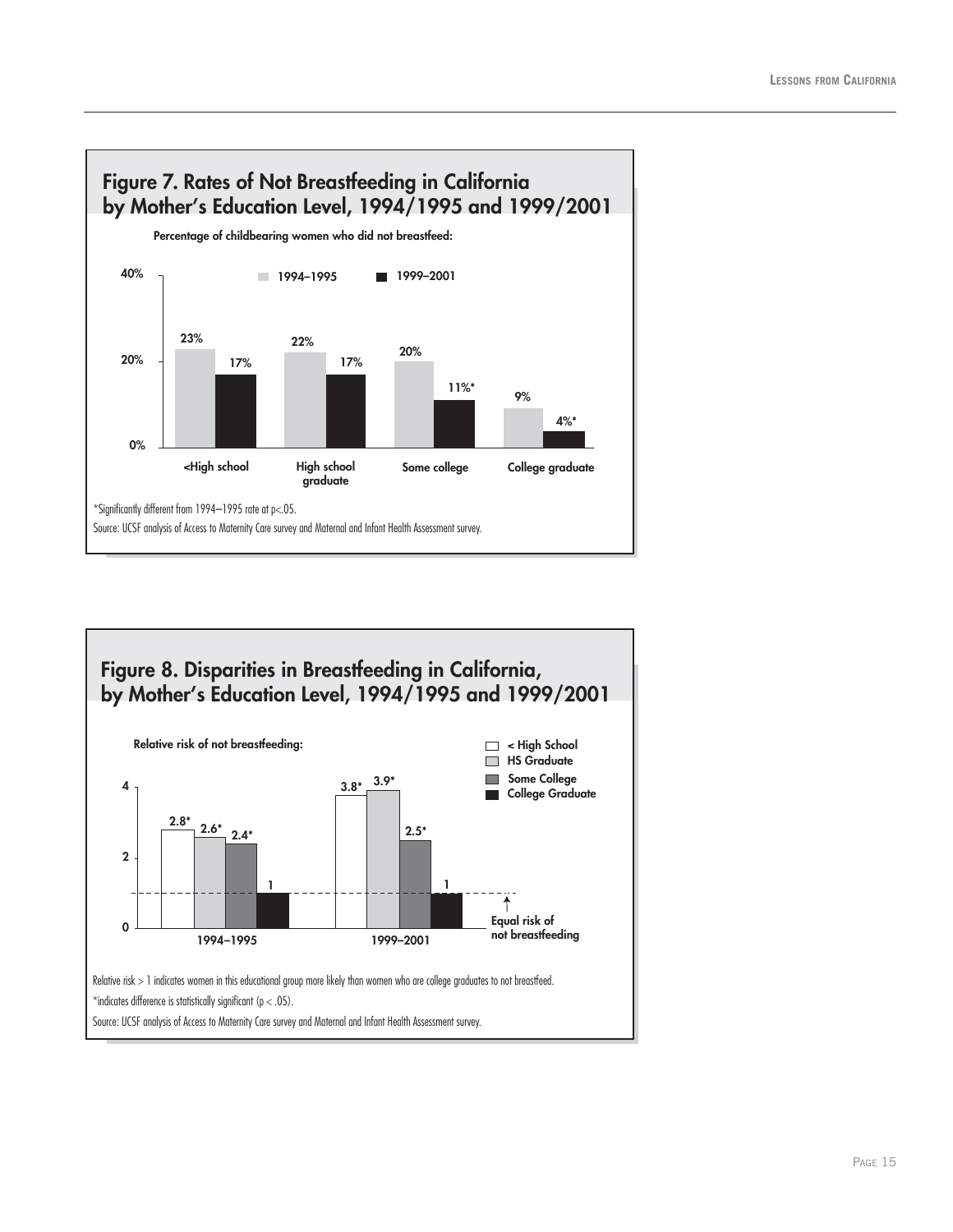## Figure 7. Rates of Not Breastfeeding in California by Mother's Education Level, 1994/1995 and 1999/2001

Percentage of childbearing women who did not breastfeed:

| | 1994–1995 | 1999–2001 |
|---|---|---|
| <High school | 23% | 17% |
| High school graduate | 22% | 17% |
| Some college | 20% | 11%* |
| College graduate | 9% | 4%* |

*Significantly different from 1994–1995 rate at p<.05.

Source: UCSF analysis of Access to Maternity Care survey and Maternal and Infant Health Assessment survey.

## Figure 8. Disparities in Breastfeeding in California, by Mother's Education Level, 1994/1995 and 1999/2001

Relative risk of not breastfeeding:

| | < High School | HS Graduate | Some College | College Graduate |
|---|---|---|---|---|
| 1994–1995 | 2.8* | 2.6* | 2.4* | 1 |
| 1999–2001 | 3.8* | 3.9* | 2.5* | 1 |

Equal risk of not breastfeeding

Relative risk > 1 indicates women in this educational group more likely than women who are college graduates to not breastfeed.

*indicates difference is statistically significant (p < .05).

Source: UCSF analysis of Access to Maternity Care survey and Maternal and Infant Health Assessment survey.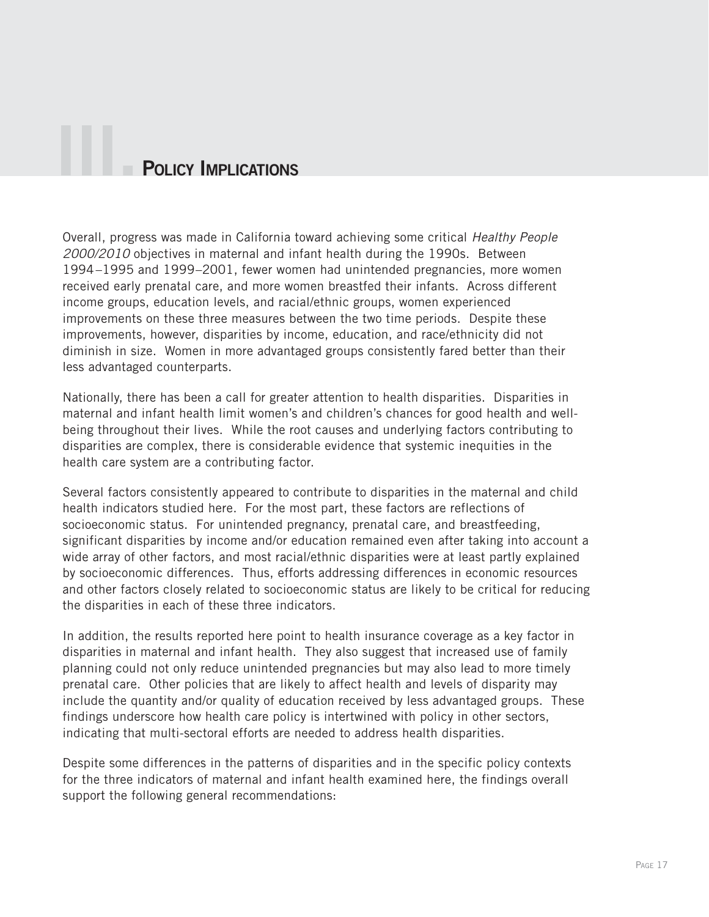# III. Policy Implications

Overall, progress was made in California toward achieving some critical *Healthy People 2000/2010* objectives in maternal and infant health during the 1990s. Between 1994–1995 and 1999–2001, fewer women had unintended pregnancies, more women received early prenatal care, and more women breastfed their infants. Across different income groups, education levels, and racial/ethnic groups, women experienced improvements on these three measures between the two time periods. Despite these improvements, however, disparities by income, education, and race/ethnicity did not diminish in size. Women in more advantaged groups consistently fared better than their less advantaged counterparts.

Nationally, there has been a call for greater attention to health disparities. Disparities in maternal and infant health limit women's and children's chances for good health and well-being throughout their lives. While the root causes and underlying factors contributing to disparities are complex, there is considerable evidence that systemic inequities in the health care system are a contributing factor.

Several factors consistently appeared to contribute to disparities in the maternal and child health indicators studied here. For the most part, these factors are reflections of socioeconomic status. For unintended pregnancy, prenatal care, and breastfeeding, significant disparities by income and/or education remained even after taking into account a wide array of other factors, and most racial/ethnic disparities were at least partly explained by socioeconomic differences. Thus, efforts addressing differences in economic resources and other factors closely related to socioeconomic status are likely to be critical for reducing the disparities in each of these three indicators.

In addition, the results reported here point to health insurance coverage as a key factor in disparities in maternal and infant health. They also suggest that increased use of family planning could not only reduce unintended pregnancies but may also lead to more timely prenatal care. Other policies that are likely to affect health and levels of disparity may include the quantity and/or quality of education received by less advantaged groups. These findings underscore how health care policy is intertwined with policy in other sectors, indicating that multi-sectoral efforts are needed to address health disparities.

Despite some differences in the patterns of disparities and in the specific policy contexts for the three indicators of maternal and infant health examined here, the findings overall support the following general recommendations: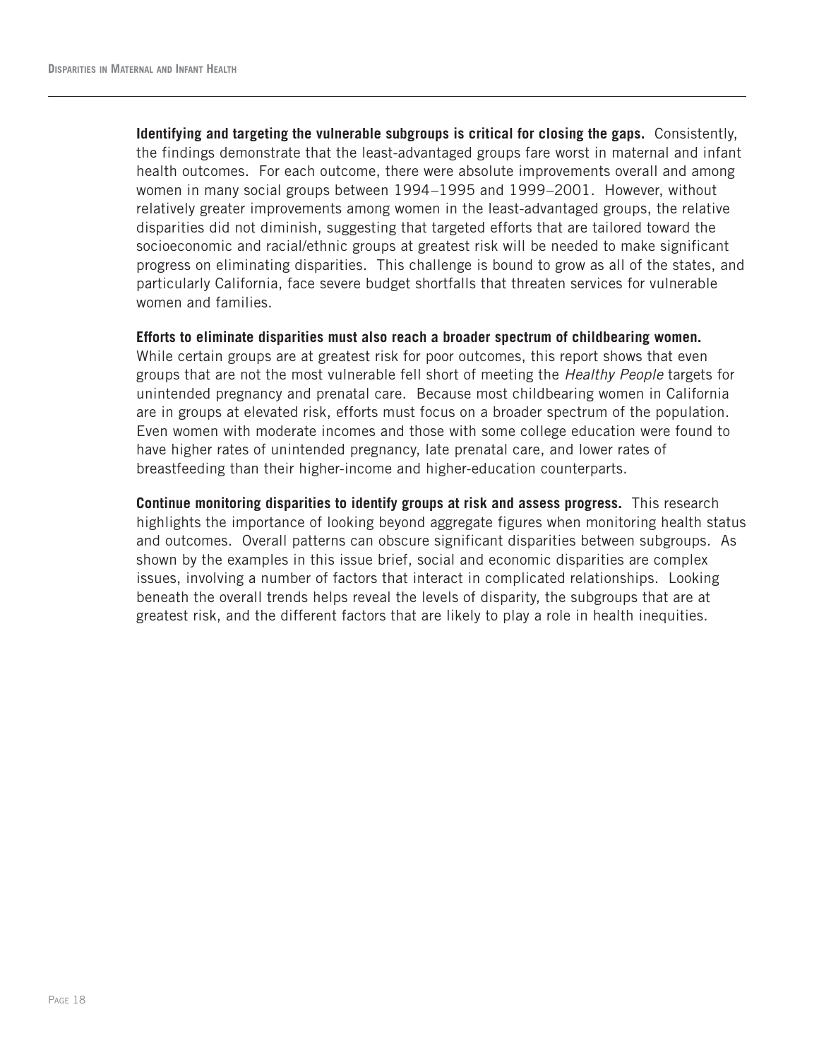**Identifying and targeting the vulnerable subgroups is critical for closing the gaps.** Consistently, the findings demonstrate that the least-advantaged groups fare worst in maternal and infant health outcomes. For each outcome, there were absolute improvements overall and among women in many social groups between 1994–1995 and 1999–2001. However, without relatively greater improvements among women in the least-advantaged groups, the relative disparities did not diminish, suggesting that targeted efforts that are tailored toward the socioeconomic and racial/ethnic groups at greatest risk will be needed to make significant progress on eliminating disparities. This challenge is bound to grow as all of the states, and particularly California, face severe budget shortfalls that threaten services for vulnerable women and families.

**Efforts to eliminate disparities must also reach a broader spectrum of childbearing women.** While certain groups are at greatest risk for poor outcomes, this report shows that even groups that are not the most vulnerable fell short of meeting the *Healthy People* targets for unintended pregnancy and prenatal care. Because most childbearing women in California are in groups at elevated risk, efforts must focus on a broader spectrum of the population. Even women with moderate incomes and those with some college education were found to have higher rates of unintended pregnancy, late prenatal care, and lower rates of breastfeeding than their higher-income and higher-education counterparts.

**Continue monitoring disparities to identify groups at risk and assess progress.** This research highlights the importance of looking beyond aggregate figures when monitoring health status and outcomes. Overall patterns can obscure significant disparities between subgroups. As shown by the examples in this issue brief, social and economic disparities are complex issues, involving a number of factors that interact in complicated relationships. Looking beneath the overall trends helps reveal the levels of disparity, the subgroups that are at greatest risk, and the different factors that are likely to play a role in health inequities.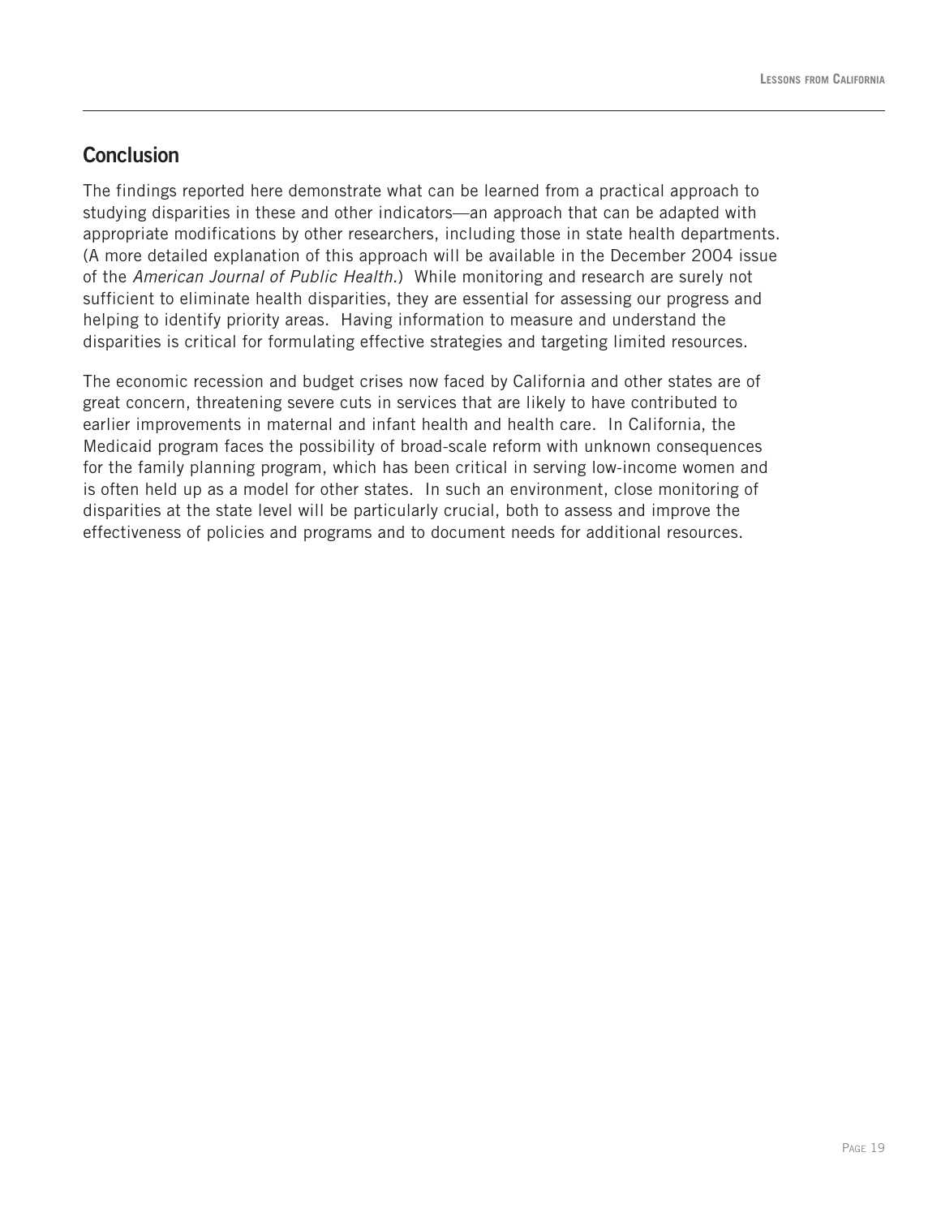## Conclusion

The findings reported here demonstrate what can be learned from a practical approach to studying disparities in these and other indicators—an approach that can be adapted with appropriate modifications by other researchers, including those in state health departments. (A more detailed explanation of this approach will be available in the December 2004 issue of the *American Journal of Public Health.*) While monitoring and research are surely not sufficient to eliminate health disparities, they are essential for assessing our progress and helping to identify priority areas. Having information to measure and understand the disparities is critical for formulating effective strategies and targeting limited resources.

The economic recession and budget crises now faced by California and other states are of great concern, threatening severe cuts in services that are likely to have contributed to earlier improvements in maternal and infant health and health care. In California, the Medicaid program faces the possibility of broad-scale reform with unknown consequences for the family planning program, which has been critical in serving low-income women and is often held up as a model for other states. In such an environment, close monitoring of disparities at the state level will be particularly crucial, both to assess and improve the effectiveness of policies and programs and to document needs for additional resources.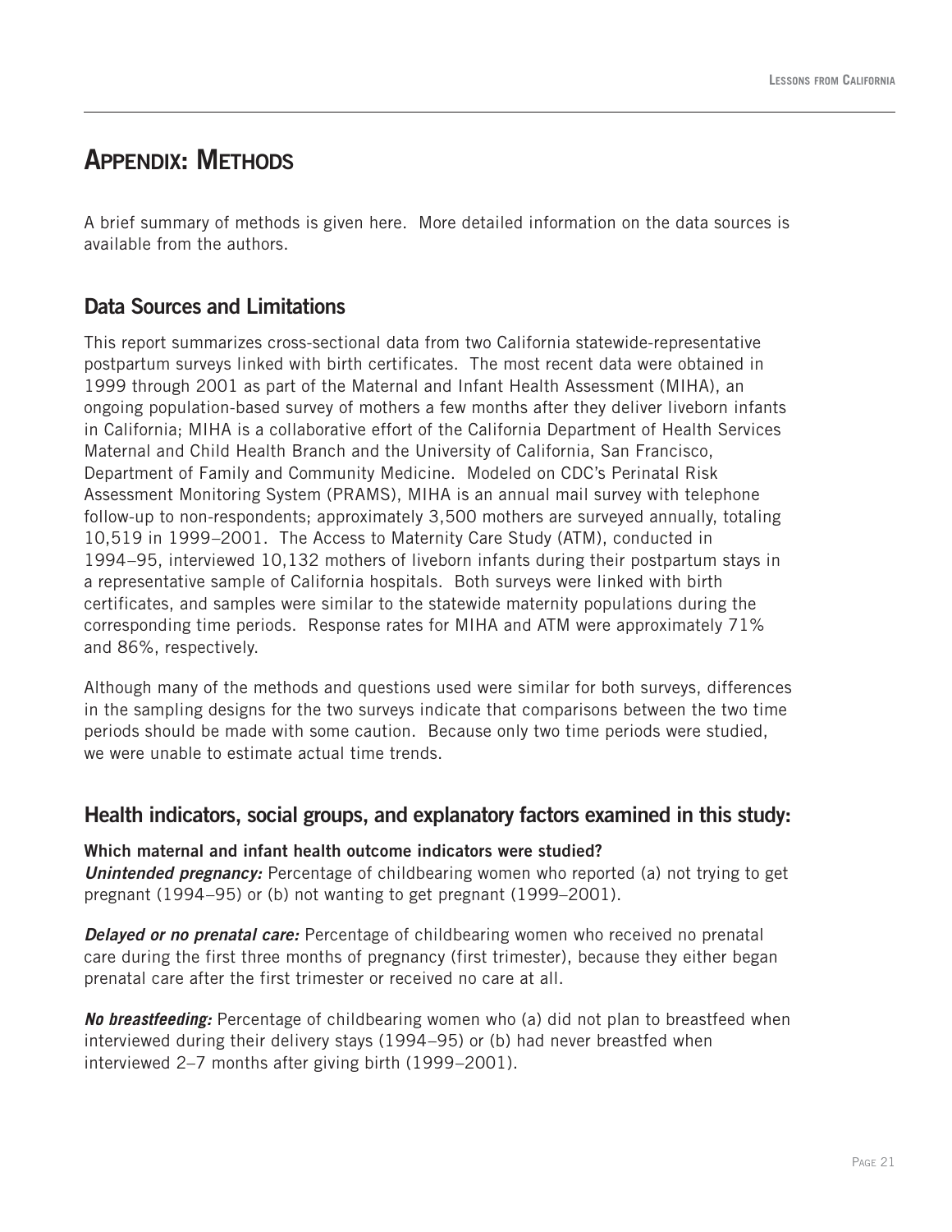# Appendix: Methods

A brief summary of methods is given here. More detailed information on the data sources is available from the authors.

## Data Sources and Limitations

This report summarizes cross-sectional data from two California statewide-representative postpartum surveys linked with birth certificates. The most recent data were obtained in 1999 through 2001 as part of the Maternal and Infant Health Assessment (MIHA), an ongoing population-based survey of mothers a few months after they deliver liveborn infants in California; MIHA is a collaborative effort of the California Department of Health Services Maternal and Child Health Branch and the University of California, San Francisco, Department of Family and Community Medicine. Modeled on CDC's Perinatal Risk Assessment Monitoring System (PRAMS), MIHA is an annual mail survey with telephone follow-up to non-respondents; approximately 3,500 mothers are surveyed annually, totaling 10,519 in 1999–2001. The Access to Maternity Care Study (ATM), conducted in 1994–95, interviewed 10,132 mothers of liveborn infants during their postpartum stays in a representative sample of California hospitals. Both surveys were linked with birth certificates, and samples were similar to the statewide maternity populations during the corresponding time periods. Response rates for MIHA and ATM were approximately 71% and 86%, respectively.

Although many of the methods and questions used were similar for both surveys, differences in the sampling designs for the two surveys indicate that comparisons between the two time periods should be made with some caution. Because only two time periods were studied, we were unable to estimate actual time trends.

## Health indicators, social groups, and explanatory factors examined in this study:

**Which maternal and infant health outcome indicators were studied?**

***Unintended pregnancy:*** Percentage of childbearing women who reported (a) not trying to get pregnant (1994–95) or (b) not wanting to get pregnant (1999–2001).

***Delayed or no prenatal care:*** Percentage of childbearing women who received no prenatal care during the first three months of pregnancy (first trimester), because they either began prenatal care after the first trimester or received no care at all.

***No breastfeeding:*** Percentage of childbearing women who (a) did not plan to breastfeed when interviewed during their delivery stays (1994–95) or (b) had never breastfed when interviewed 2–7 months after giving birth (1999–2001).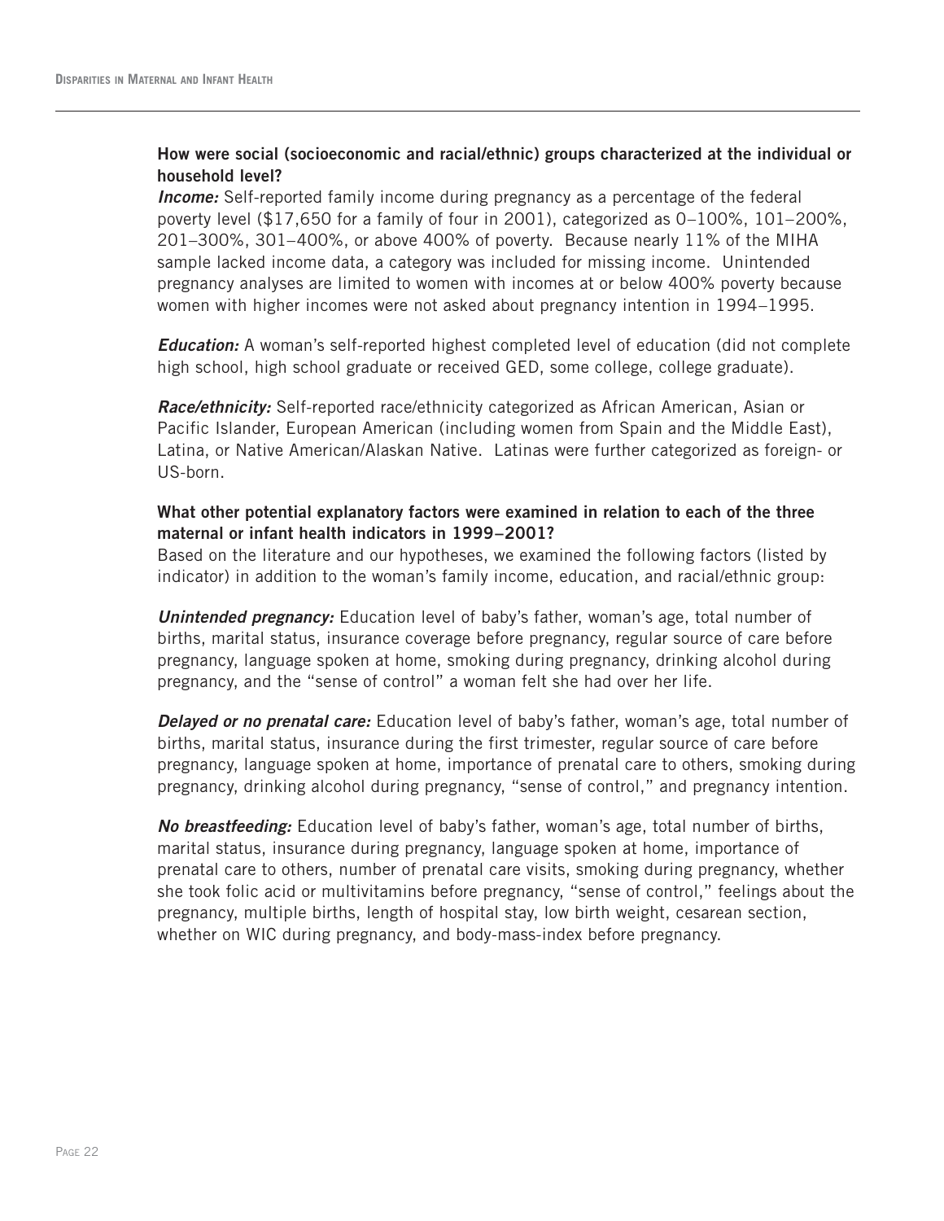**How were social (socioeconomic and racial/ethnic) groups characterized at the individual or household level?**

***Income:*** Self-reported family income during pregnancy as a percentage of the federal poverty level ($17,650 for a family of four in 2001), categorized as 0–100%, 101–200%, 201–300%, 301–400%, or above 400% of poverty. Because nearly 11% of the MIHA sample lacked income data, a category was included for missing income. Unintended pregnancy analyses are limited to women with incomes at or below 400% poverty because women with higher incomes were not asked about pregnancy intention in 1994–1995.

***Education:*** A woman's self-reported highest completed level of education (did not complete high school, high school graduate or received GED, some college, college graduate).

***Race/ethnicity:*** Self-reported race/ethnicity categorized as African American, Asian or Pacific Islander, European American (including women from Spain and the Middle East), Latina, or Native American/Alaskan Native. Latinas were further categorized as foreign- or US-born.

**What other potential explanatory factors were examined in relation to each of the three maternal or infant health indicators in 1999–2001?**

Based on the literature and our hypotheses, we examined the following factors (listed by indicator) in addition to the woman's family income, education, and racial/ethnic group:

***Unintended pregnancy:*** Education level of baby's father, woman's age, total number of births, marital status, insurance coverage before pregnancy, regular source of care before pregnancy, language spoken at home, smoking during pregnancy, drinking alcohol during pregnancy, and the "sense of control" a woman felt she had over her life.

***Delayed or no prenatal care:*** Education level of baby's father, woman's age, total number of births, marital status, insurance during the first trimester, regular source of care before pregnancy, language spoken at home, importance of prenatal care to others, smoking during pregnancy, drinking alcohol during pregnancy, "sense of control," and pregnancy intention.

***No breastfeeding:*** Education level of baby's father, woman's age, total number of births, marital status, insurance during pregnancy, language spoken at home, importance of prenatal care to others, number of prenatal care visits, smoking during pregnancy, whether she took folic acid or multivitamins before pregnancy, "sense of control," feelings about the pregnancy, multiple births, length of hospital stay, low birth weight, cesarean section, whether on WIC during pregnancy, and body-mass-index before pregnancy.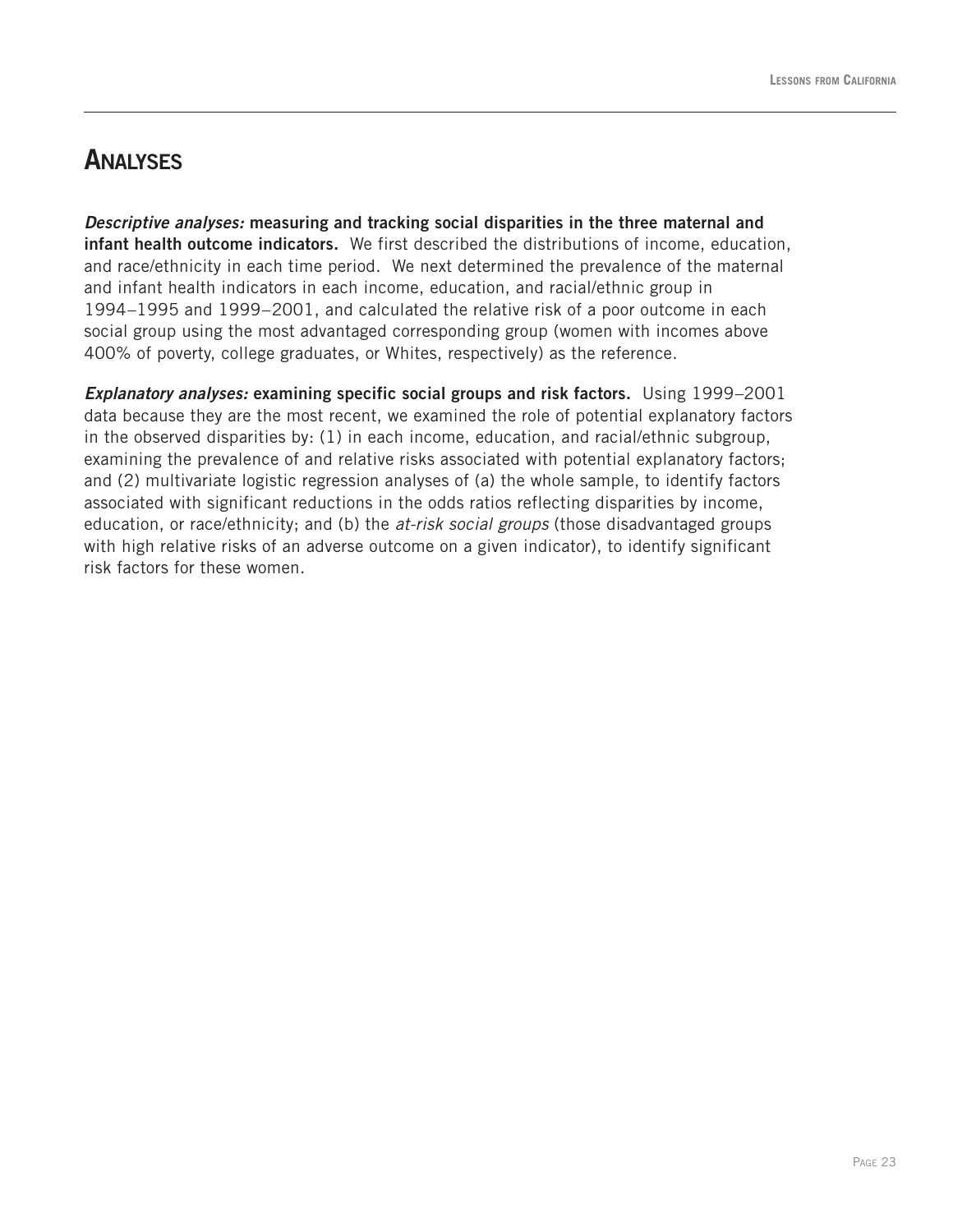# Analyses

***Descriptive analyses:*** **measuring and tracking social disparities in the three maternal and infant health outcome indicators.** We first described the distributions of income, education, and race/ethnicity in each time period. We next determined the prevalence of the maternal and infant health indicators in each income, education, and racial/ethnic group in 1994–1995 and 1999–2001, and calculated the relative risk of a poor outcome in each social group using the most advantaged corresponding group (women with incomes above 400% of poverty, college graduates, or Whites, respectively) as the reference.

***Explanatory analyses:*** **examining specific social groups and risk factors.** Using 1999–2001 data because they are the most recent, we examined the role of potential explanatory factors in the observed disparities by: (1) in each income, education, and racial/ethnic subgroup, examining the prevalence of and relative risks associated with potential explanatory factors; and (2) multivariate logistic regression analyses of (a) the whole sample, to identify factors associated with significant reductions in the odds ratios reflecting disparities by income, education, or race/ethnicity; and (b) the *at-risk social groups* (those disadvantaged groups with high relative risks of an adverse outcome on a given indicator), to identify significant risk factors for these women.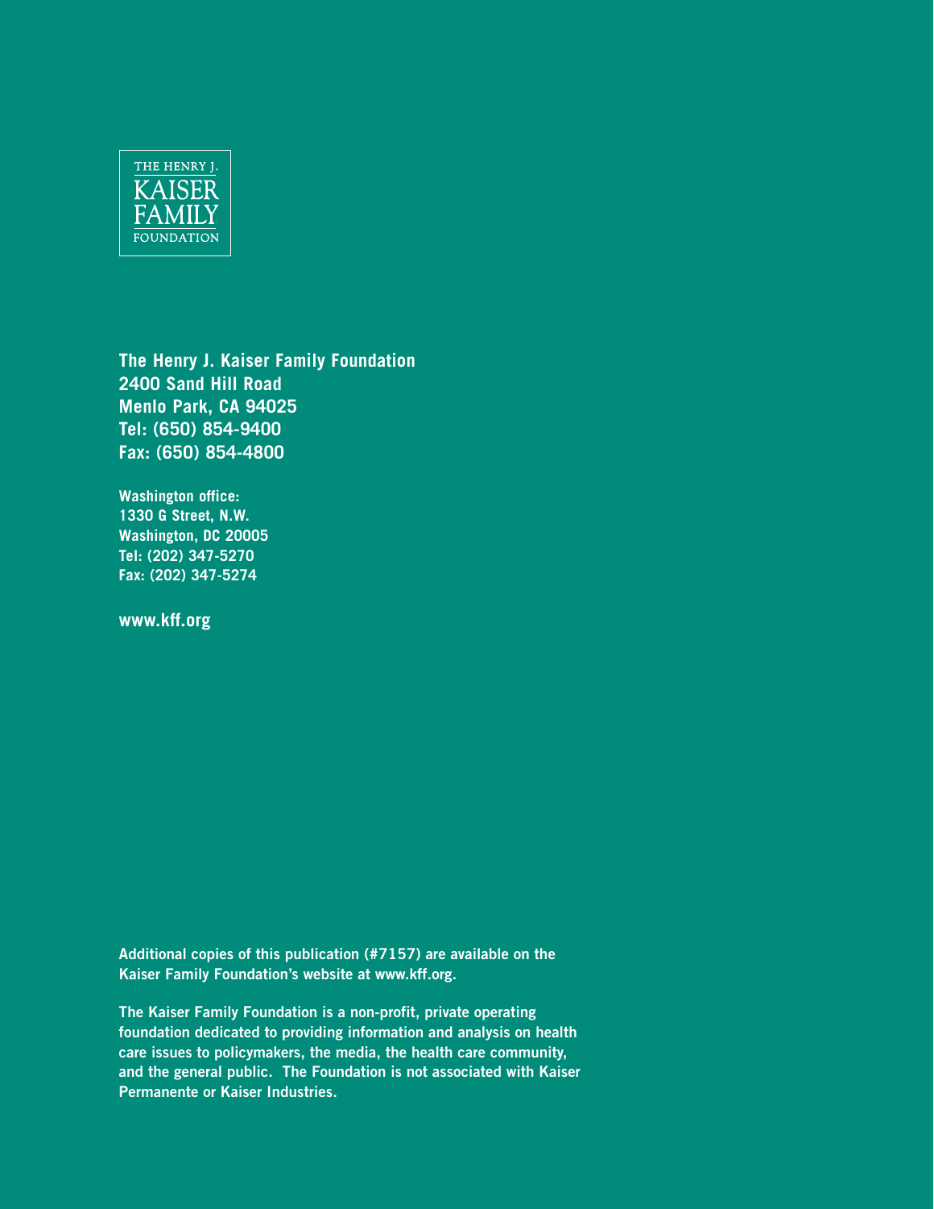THE HENRY J.
KAISER
FAMILY
FOUNDATION

**The Henry J. Kaiser Family Foundation**
**2400 Sand Hill Road**
**Menlo Park, CA 94025**
**Tel: (650) 854-9400**
**Fax: (650) 854-4800**

**Washington office:**
**1330 G Street, N.W.**
**Washington, DC 20005**
**Tel: (202) 347-5270**
**Fax: (202) 347-5274**

**www.kff.org**

**Additional copies of this publication (#7157) are available on the Kaiser Family Foundation's website at www.kff.org.**

**The Kaiser Family Foundation is a non-profit, private operating foundation dedicated to providing information and analysis on health care issues to policymakers, the media, the health care community, and the general public. The Foundation is not associated with Kaiser Permanente or Kaiser Industries.**